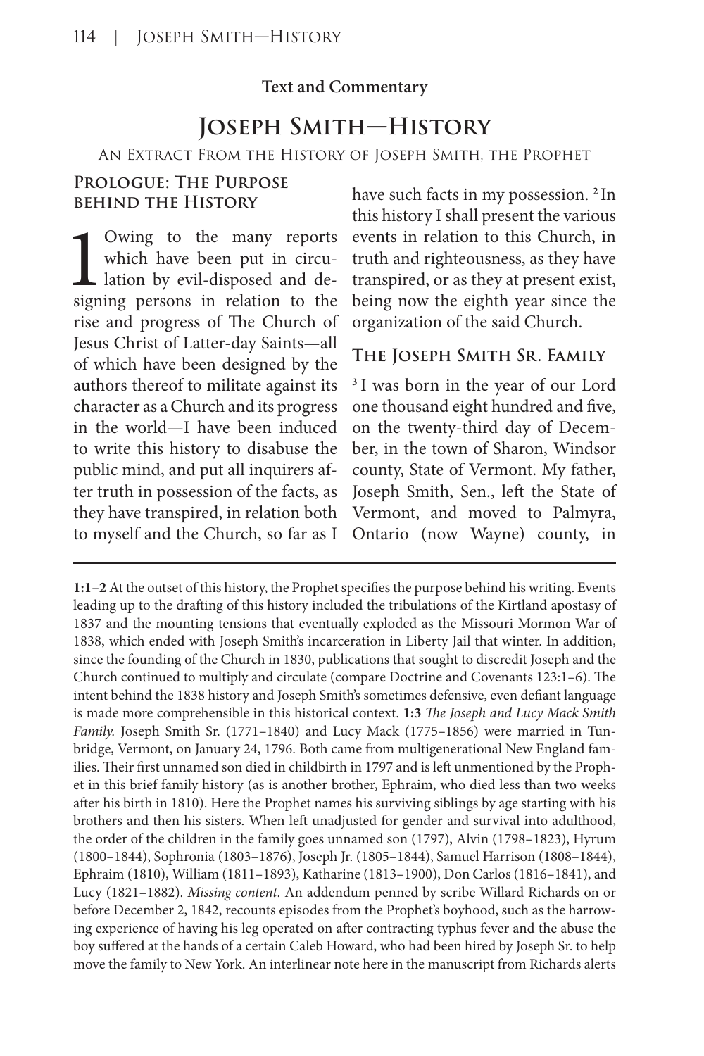**Text and Commentary**

# Joseph Smith—History

An Extract From the History of Joseph Smith, the Prophet

## Prologue: The Purpose behind the History

1 Owing to the many reports which have been put in circulation by evil-disposed and designing persons in relation to the rise and progress of The Church of Jesus Christ of Latter-day Saints—all of which have been designed by the authors thereof to militate against its character as a Church and its progress in the world—I have been induced to write this history to disabuse the public mind, and put all inquirers after truth in possession of the facts, as they have transpired, in relation both to myself and the Church, so far as I have such facts in my possession. [2] In this history I shall present the various events in relation to this Church, in truth and righteousness, as they have transpired, or as they at present exist, being now the eighth year since the organization of the said Church.

## The Joseph Smith Sr. Family

[3] I was born in the year of our Lord one thousand eight hundred and five, on the twenty-third day of December, in the town of Sharon, Windsor county, State of Vermont. My father, Joseph Smith, Sen., left the State of Vermont, and moved to Palmyra, Ontario (now Wayne) county, in

---

**1:1–2** At the outset of this history, the Prophet specifies the purpose behind his writing. Events leading up to the drafting of this history included the tribulations of the Kirtland apostasy of 1837 and the mounting tensions that eventually exploded as the Missouri Mormon War of 1838, which ended with Joseph Smith's incarceration in Liberty Jail that winter. In addition, since the founding of the Church in 1830, publications that sought to discredit Joseph and the Church continued to multiply and circulate (compare Doctrine and Covenants 123:1–6). The intent behind the 1838 history and Joseph Smith's sometimes defensive, even defiant language is made more comprehensible in this historical context. **1:3** *The Joseph and Lucy Mack Smith Family.* Joseph Smith Sr. (1771–1840) and Lucy Mack (1775–1856) were married in Tunbridge, Vermont, on January 24, 1796. Both came from multigenerational New England families. Their first unnamed son died in childbirth in 1797 and is left unmentioned by the Prophet in this brief family history (as is another brother, Ephraim, who died less than two weeks after his birth in 1810). Here the Prophet names his surviving siblings by age starting with his brothers and then his sisters. When left unadjusted for gender and survival into adulthood, the order of the children in the family goes unnamed son (1797), Alvin (1798–1823), Hyrum (1800–1844), Sophronia (1803–1876), Joseph Jr. (1805–1844), Samuel Harrison (1808–1844), Ephraim (1810), William (1811–1893), Katharine (1813–1900), Don Carlos (1816–1841), and Lucy (1821–1882). *Missing content.* An addendum penned by scribe Willard Richards on or before December 2, 1842, recounts episodes from the Prophet's boyhood, such as the harrowing experience of having his leg operated on after contracting typhus fever and the abuse the boy suffered at the hands of a certain Caleb Howard, who had been hired by Joseph Sr. to help move the family to New York. An interlinear note here in the manuscript from Richards alerts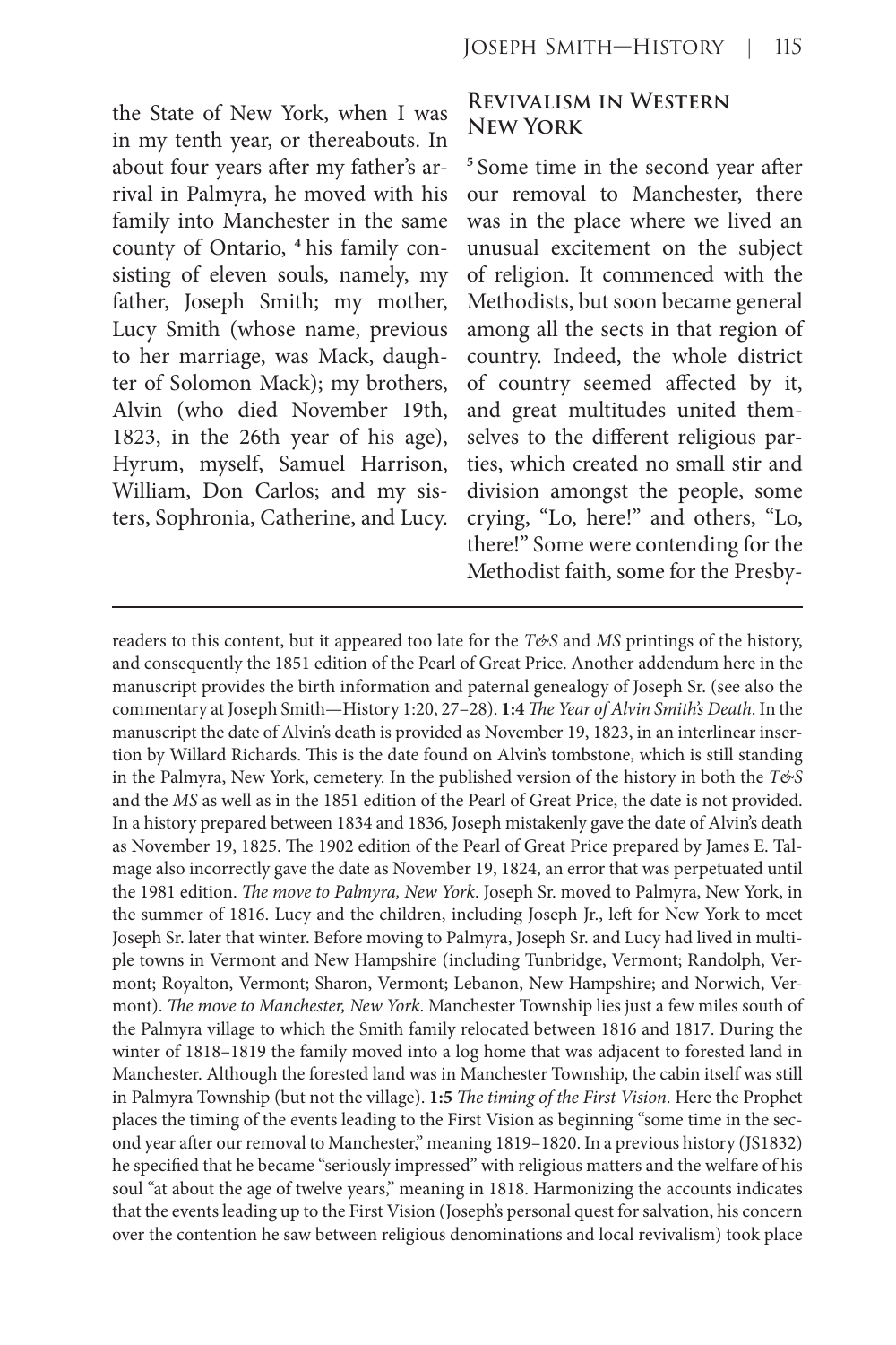the State of New York, when I was in my tenth year, or thereabouts. In about four years after my father's arrival in Palmyra, he moved with his family into Manchester in the same county of Ontario, [4] his family consisting of eleven souls, namely, my father, Joseph Smith; my mother, Lucy Smith (whose name, previous to her marriage, was Mack, daughter of Solomon Mack); my brothers, Alvin (who died November 19th, 1823, in the 26th year of his age), Hyrum, myself, Samuel Harrison, William, Don Carlos; and my sisters, Sophronia, Catherine, and Lucy.

### Revivalism in Western New York

[5] Some time in the second year after our removal to Manchester, there was in the place where we lived an unusual excitement on the subject of religion. It commenced with the Methodists, but soon became general among all the sects in that region of country. Indeed, the whole district of country seemed affected by it, and great multitudes united themselves to the different religious parties, which created no small stir and division amongst the people, some crying, "Lo, here!" and others, "Lo, there!" Some were contending for the Methodist faith, some for the Presby-

---

readers to this content, but it appeared too late for the *T&S* and *MS* printings of the history, and consequently the 1851 edition of the Pearl of Great Price. Another addendum here in the manuscript provides the birth information and paternal genealogy of Joseph Sr. (see also the commentary at Joseph Smith—History 1:20, 27–28). **1:4** *The Year of Alvin Smith's Death*. In the manuscript the date of Alvin's death is provided as November 19, 1823, in an interlinear insertion by Willard Richards. This is the date found on Alvin's tombstone, which is still standing in the Palmyra, New York, cemetery. In the published version of the history in both the *T&S* and the *MS* as well as in the 1851 edition of the Pearl of Great Price, the date is not provided. In a history prepared between 1834 and 1836, Joseph mistakenly gave the date of Alvin's death as November 19, 1825. The 1902 edition of the Pearl of Great Price prepared by James E. Talmage also incorrectly gave the date as November 19, 1824, an error that was perpetuated until the 1981 edition. *The move to Palmyra, New York*. Joseph Sr. moved to Palmyra, New York, in the summer of 1816. Lucy and the children, including Joseph Jr., left for New York to meet Joseph Sr. later that winter. Before moving to Palmyra, Joseph Sr. and Lucy had lived in multiple towns in Vermont and New Hampshire (including Tunbridge, Vermont; Randolph, Vermont; Royalton, Vermont; Sharon, Vermont; Lebanon, New Hampshire; and Norwich, Vermont). *The move to Manchester, New York*. Manchester Township lies just a few miles south of the Palmyra village to which the Smith family relocated between 1816 and 1817. During the winter of 1818–1819 the family moved into a log home that was adjacent to forested land in Manchester. Although the forested land was in Manchester Township, the cabin itself was still in Palmyra Township (but not the village). **1:5** *The timing of the First Vision*. Here the Prophet places the timing of the events leading to the First Vision as beginning "some time in the second year after our removal to Manchester," meaning 1819–1820. In a previous history (JS1832) he specified that he became "seriously impressed" with religious matters and the welfare of his soul "at about the age of twelve years," meaning in 1818. Harmonizing the accounts indicates that the events leading up to the First Vision (Joseph's personal quest for salvation, his concern over the contention he saw between religious denominations and local revivalism) took place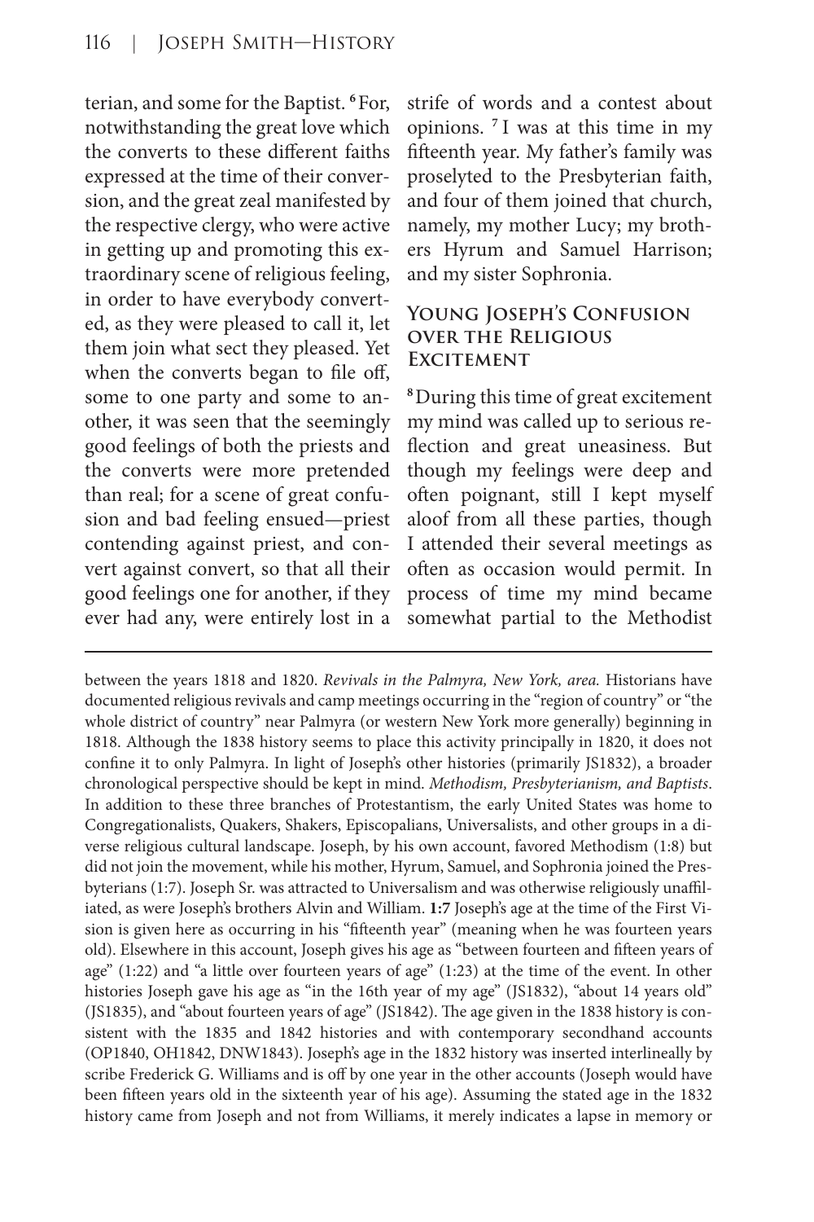terian, and some for the Baptist. [6] For, notwithstanding the great love which the converts to these different faiths expressed at the time of their conversion, and the great zeal manifested by the respective clergy, who were active in getting up and promoting this extraordinary scene of religious feeling, in order to have everybody converted, as they were pleased to call it, let them join what sect they pleased. Yet when the converts began to file off, some to one party and some to another, it was seen that the seemingly good feelings of both the priests and the converts were more pretended than real; for a scene of great confusion and bad feeling ensued—priest contending against priest, and convert against convert, so that all their good feelings one for another, if they ever had any, were entirely lost in a strife of words and a contest about opinions. [7] I was at this time in my fifteenth year. My father's family was proselyted to the Presbyterian faith, and four of them joined that church, namely, my mother Lucy; my brothers Hyrum and Samuel Harrison; and my sister Sophronia.

## Young Joseph's Confusion over the Religious Excitement

[8] During this time of great excitement my mind was called up to serious reflection and great uneasiness. But though my feelings were deep and often poignant, still I kept myself aloof from all these parties, though I attended their several meetings as often as occasion would permit. In process of time my mind became somewhat partial to the Methodist

---

between the years 1818 and 1820. *Revivals in the Palmyra, New York, area.* Historians have documented religious revivals and camp meetings occurring in the "region of country" or "the whole district of country" near Palmyra (or western New York more generally) beginning in 1818. Although the 1838 history seems to place this activity principally in 1820, it does not confine it to only Palmyra. In light of Joseph's other histories (primarily JS1832), a broader chronological perspective should be kept in mind. *Methodism, Presbyterianism, and Baptists*. In addition to these three branches of Protestantism, the early United States was home to Congregationalists, Quakers, Shakers, Episcopalians, Universalists, and other groups in a diverse religious cultural landscape. Joseph, by his own account, favored Methodism (1:8) but did not join the movement, while his mother, Hyrum, Samuel, and Sophronia joined the Presbyterians (1:7). Joseph Sr. was attracted to Universalism and was otherwise religiously unaffiliated, as were Joseph's brothers Alvin and William. **1:7** Joseph's age at the time of the First Vision is given here as occurring in his "fifteenth year" (meaning when he was fourteen years old). Elsewhere in this account, Joseph gives his age as "between fourteen and fifteen years of age" (1:22) and "a little over fourteen years of age" (1:23) at the time of the event. In other histories Joseph gave his age as "in the 16th year of my age" (JS1832), "about 14 years old" (JS1835), and "about fourteen years of age" (JS1842). The age given in the 1838 history is consistent with the 1835 and 1842 histories and with contemporary secondhand accounts (OP1840, OH1842, DNW1843). Joseph's age in the 1832 history was inserted interlineally by scribe Frederick G. Williams and is off by one year in the other accounts (Joseph would have been fifteen years old in the sixteenth year of his age). Assuming the stated age in the 1832 history came from Joseph and not from Williams, it merely indicates a lapse in memory or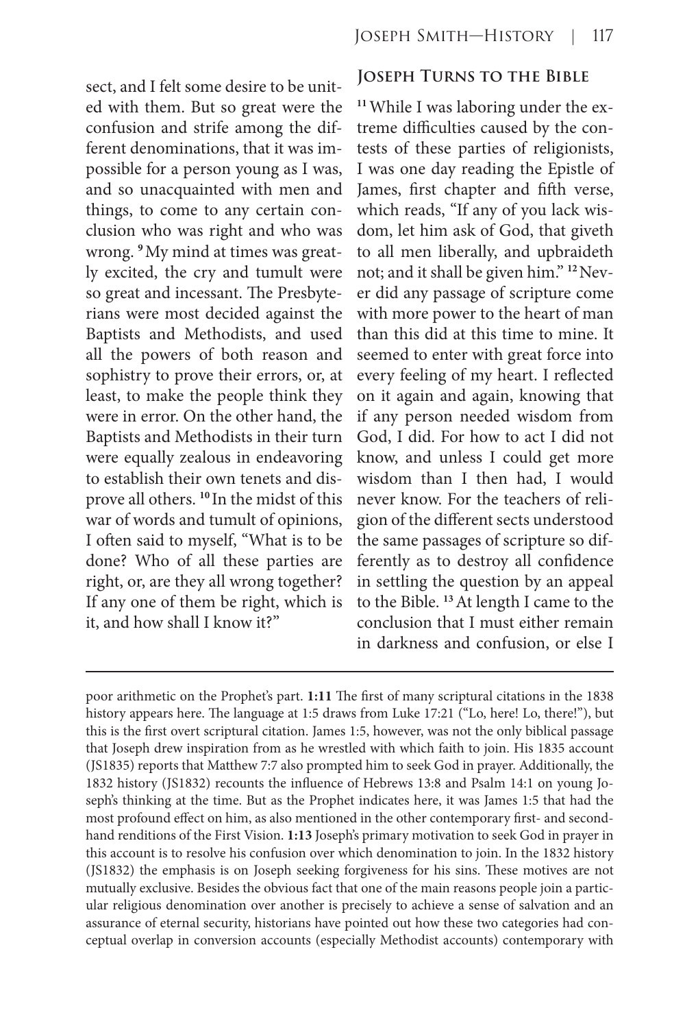sect, and I felt some desire to be united with them. But so great were the confusion and strife among the different denominations, that it was impossible for a person young as I was, and so unacquainted with men and things, to come to any certain conclusion who was right and who was wrong. [9] My mind at times was greatly excited, the cry and tumult were so great and incessant. The Presbyterians were most decided against the Baptists and Methodists, and used all the powers of both reason and sophistry to prove their errors, or, at least, to make the people think they were in error. On the other hand, the Baptists and Methodists in their turn were equally zealous in endeavoring to establish their own tenets and disprove all others. [10] In the midst of this war of words and tumult of opinions, I often said to myself, "What is to be done? Who of all these parties are right, or, are they all wrong together? If any one of them be right, which is it, and how shall I know it?"

### Joseph Turns to the Bible

[11] While I was laboring under the extreme difficulties caused by the contests of these parties of religionists, I was one day reading the Epistle of James, first chapter and fifth verse, which reads, "If any of you lack wisdom, let him ask of God, that giveth to all men liberally, and upbraideth not; and it shall be given him." [12] Never did any passage of scripture come with more power to the heart of man than this did at this time to mine. It seemed to enter with great force into every feeling of my heart. I reflected on it again and again, knowing that if any person needed wisdom from God, I did. For how to act I did not know, and unless I could get more wisdom than I then had, I would never know. For the teachers of religion of the different sects understood the same passages of scripture so differently as to destroy all confidence in settling the question by an appeal to the Bible. [13] At length I came to the conclusion that I must either remain in darkness and confusion, or else I

---

poor arithmetic on the Prophet's part. **1:11** The first of many scriptural citations in the 1838 history appears here. The language at 1:5 draws from Luke 17:21 ("Lo, here! Lo, there!"), but this is the first overt scriptural citation. James 1:5, however, was not the only biblical passage that Joseph drew inspiration from as he wrestled with which faith to join. His 1835 account (JS1835) reports that Matthew 7:7 also prompted him to seek God in prayer. Additionally, the 1832 history (JS1832) recounts the influence of Hebrews 13:8 and Psalm 14:1 on young Joseph's thinking at the time. But as the Prophet indicates here, it was James 1:5 that had the most profound effect on him, as also mentioned in the other contemporary first- and secondhand renditions of the First Vision. **1:13** Joseph's primary motivation to seek God in prayer in this account is to resolve his confusion over which denomination to join. In the 1832 history (JS1832) the emphasis is on Joseph seeking forgiveness for his sins. These motives are not mutually exclusive. Besides the obvious fact that one of the main reasons people join a particular religious denomination over another is precisely to achieve a sense of salvation and an assurance of eternal security, historians have pointed out how these two categories had conceptual overlap in conversion accounts (especially Methodist accounts) contemporary with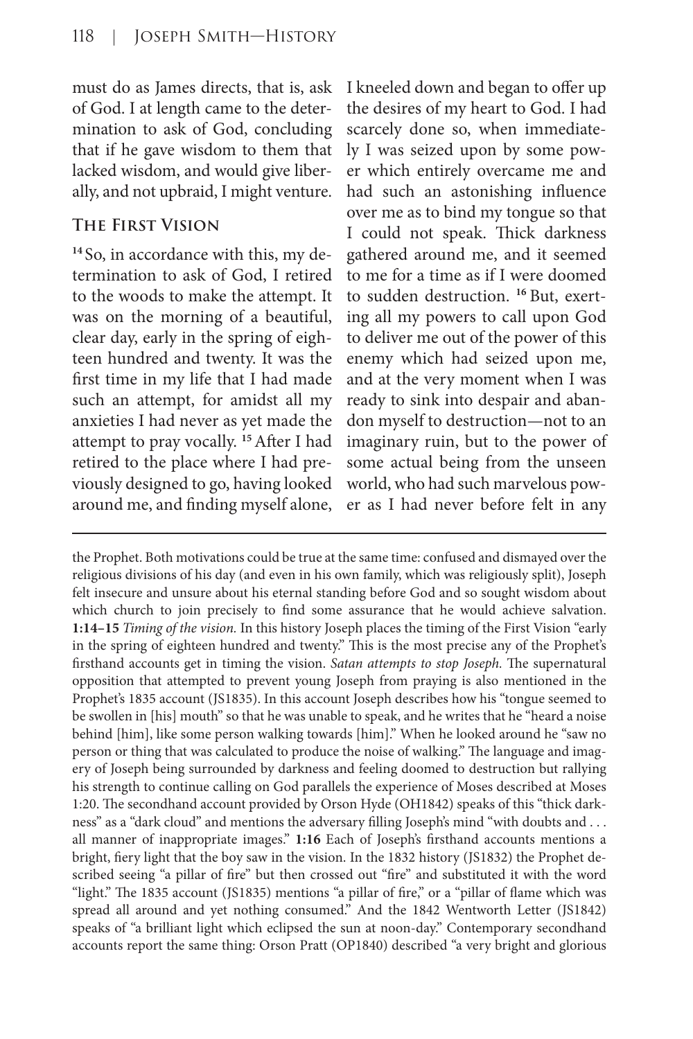must do as James directs, that is, ask of God. I at length came to the determination to ask of God, concluding that if he gave wisdom to them that lacked wisdom, and would give liberally, and not upbraid, I might venture.

## The First Vision

[14] So, in accordance with this, my determination to ask of God, I retired to the woods to make the attempt. It was on the morning of a beautiful, clear day, early in the spring of eighteen hundred and twenty. It was the first time in my life that I had made such an attempt, for amidst all my anxieties I had never as yet made the attempt to pray vocally. [15] After I had retired to the place where I had previously designed to go, having looked around me, and finding myself alone, I kneeled down and began to offer up the desires of my heart to God. I had scarcely done so, when immediately I was seized upon by some power which entirely overcame me and had such an astonishing influence over me as to bind my tongue so that I could not speak. Thick darkness gathered around me, and it seemed to me for a time as if I were doomed to sudden destruction. [16] But, exerting all my powers to call upon God to deliver me out of the power of this enemy which had seized upon me, and at the very moment when I was ready to sink into despair and abandon myself to destruction—not to an imaginary ruin, but to the power of some actual being from the unseen world, who had such marvelous power as I had never before felt in any

---

the Prophet. Both motivations could be true at the same time: confused and dismayed over the religious divisions of his day (and even in his own family, which was religiously split), Joseph felt insecure and unsure about his eternal standing before God and so sought wisdom about which church to join precisely to find some assurance that he would achieve salvation. **1:14–15** *Timing of the vision.* In this history Joseph places the timing of the First Vision "early in the spring of eighteen hundred and twenty." This is the most precise any of the Prophet's firsthand accounts get in timing the vision. *Satan attempts to stop Joseph.* The supernatural opposition that attempted to prevent young Joseph from praying is also mentioned in the Prophet's 1835 account (JS1835). In this account Joseph describes how his "tongue seemed to be swollen in [his] mouth" so that he was unable to speak, and he writes that he "heard a noise behind [him], like some person walking towards [him]." When he looked around he "saw no person or thing that was calculated to produce the noise of walking." The language and imagery of Joseph being surrounded by darkness and feeling doomed to destruction but rallying his strength to continue calling on God parallels the experience of Moses described at Moses 1:20. The secondhand account provided by Orson Hyde (OH1842) speaks of this "thick darkness" as a "dark cloud" and mentions the adversary filling Joseph's mind "with doubts and . . . all manner of inappropriate images." **1:16** Each of Joseph's firsthand accounts mentions a bright, fiery light that the boy saw in the vision. In the 1832 history (JS1832) the Prophet described seeing "a pillar of fire" but then crossed out "fire" and substituted it with the word "light." The 1835 account (JS1835) mentions "a pillar of fire," or a "pillar of flame which was spread all around and yet nothing consumed." And the 1842 Wentworth Letter (JS1842) speaks of "a brilliant light which eclipsed the sun at noon-day." Contemporary secondhand accounts report the same thing: Orson Pratt (OP1840) described "a very bright and glorious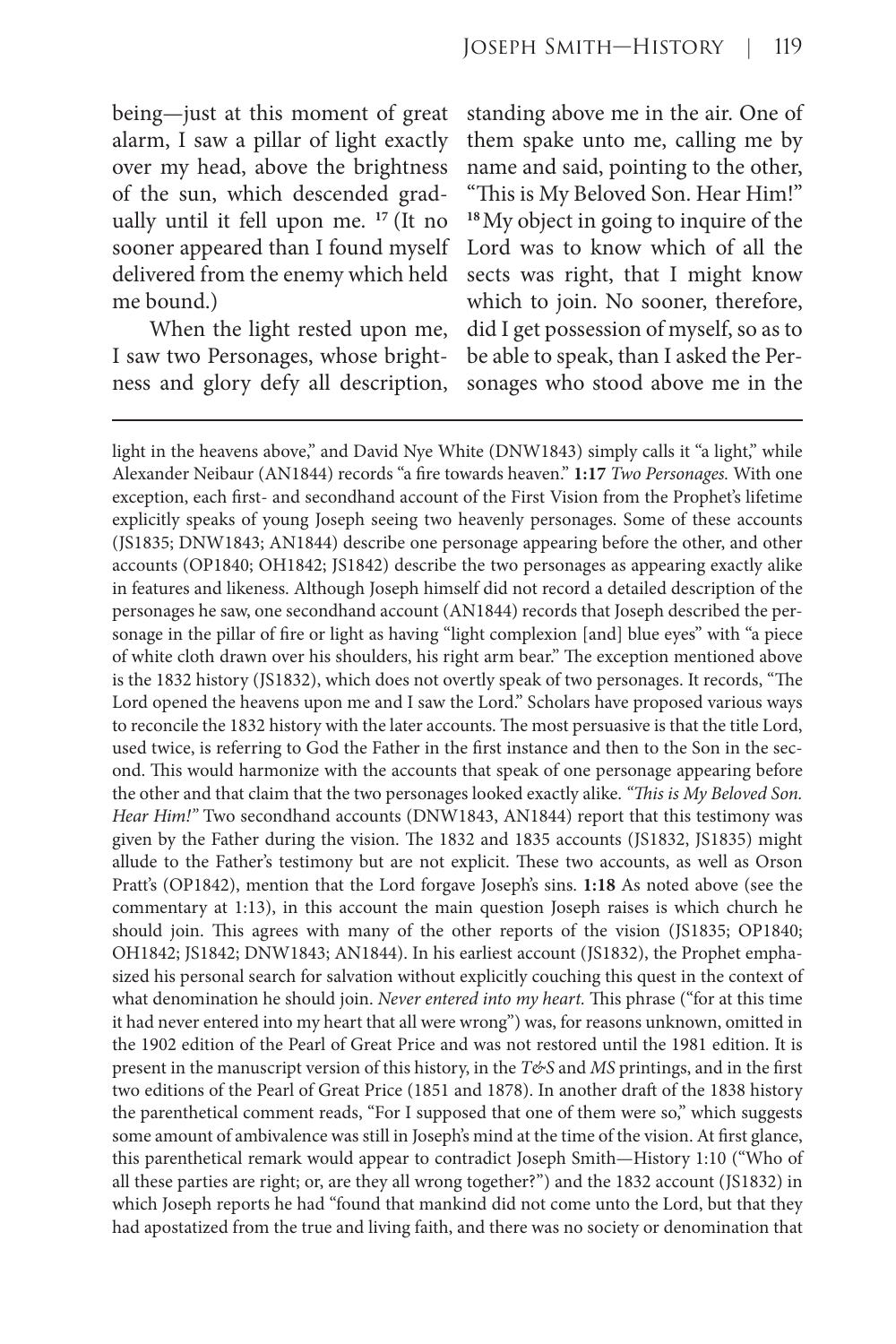being—just at this moment of great alarm, I saw a pillar of light exactly over my head, above the brightness of the sun, which descended gradually until it fell upon me. [17] (It no sooner appeared than I found myself delivered from the enemy which held me bound.)

When the light rested upon me, I saw two Personages, whose brightness and glory defy all description, standing above me in the air. One of them spake unto me, calling me by name and said, pointing to the other, "This is My Beloved Son. Hear Him!" [18] My object in going to inquire of the Lord was to know which of all the sects was right, that I might know which to join. No sooner, therefore, did I get possession of myself, so as to be able to speak, than I asked the Personages who stood above me in the

---

light in the heavens above," and David Nye White (DNW1843) simply calls it "a light," while Alexander Neibaur (AN1844) records "a fire towards heaven." **1:17** *Two Personages.* With one exception, each first- and secondhand account of the First Vision from the Prophet's lifetime explicitly speaks of young Joseph seeing two heavenly personages. Some of these accounts (JS1835; DNW1843; AN1844) describe one personage appearing before the other, and other accounts (OP1840; OH1842; JS1842) describe the two personages as appearing exactly alike in features and likeness. Although Joseph himself did not record a detailed description of the personages he saw, one secondhand account (AN1844) records that Joseph described the personage in the pillar of fire or light as having "light complexion [and] blue eyes" with "a piece of white cloth drawn over his shoulders, his right arm bear." The exception mentioned above is the 1832 history (JS1832), which does not overtly speak of two personages. It records, "The Lord opened the heavens upon me and I saw the Lord." Scholars have proposed various ways to reconcile the 1832 history with the later accounts. The most persuasive is that the title Lord, used twice, is referring to God the Father in the first instance and then to the Son in the second. This would harmonize with the accounts that speak of one personage appearing before the other and that claim that the two personages looked exactly alike. *"This is My Beloved Son. Hear Him!"* Two secondhand accounts (DNW1843, AN1844) report that this testimony was given by the Father during the vision. The 1832 and 1835 accounts (JS1832, JS1835) might allude to the Father's testimony but are not explicit. These two accounts, as well as Orson Pratt's (OP1842), mention that the Lord forgave Joseph's sins. **1:18** As noted above (see the commentary at 1:13), in this account the main question Joseph raises is which church he should join. This agrees with many of the other reports of the vision (JS1835; OP1840; OH1842; JS1842; DNW1843; AN1844). In his earliest account (JS1832), the Prophet emphasized his personal search for salvation without explicitly couching this quest in the context of what denomination he should join. *Never entered into my heart.* This phrase ("for at this time it had never entered into my heart that all were wrong") was, for reasons unknown, omitted in the 1902 edition of the Pearl of Great Price and was not restored until the 1981 edition. It is present in the manuscript version of this history, in the *T&S* and *MS* printings, and in the first two editions of the Pearl of Great Price (1851 and 1878). In another draft of the 1838 history the parenthetical comment reads, "For I supposed that one of them were so," which suggests some amount of ambivalence was still in Joseph's mind at the time of the vision. At first glance, this parenthetical remark would appear to contradict Joseph Smith—History 1:10 ("Who of all these parties are right; or, are they all wrong together?") and the 1832 account (JS1832) in which Joseph reports he had "found that mankind did not come unto the Lord, but that they had apostatized from the true and living faith, and there was no society or denomination that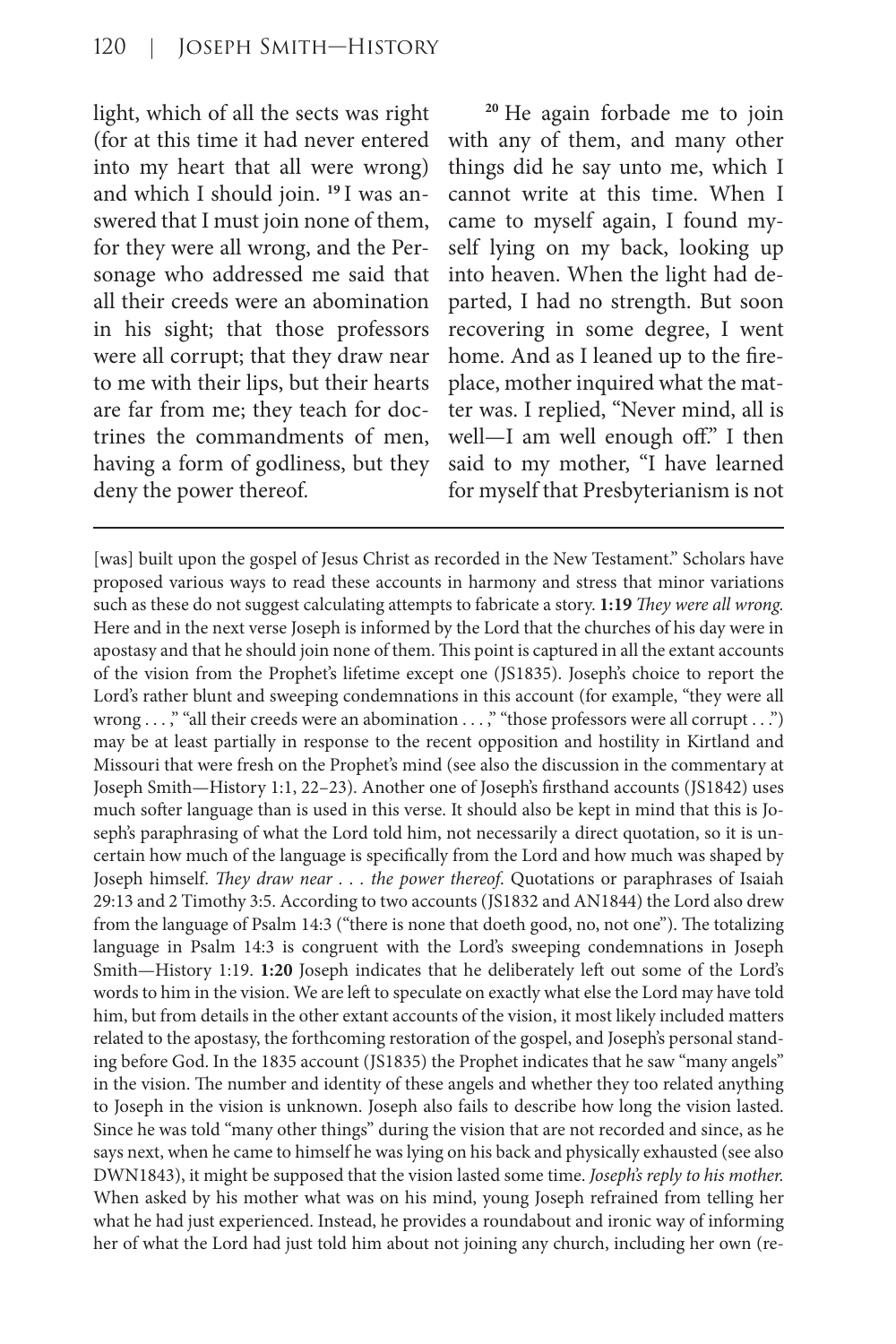light, which of all the sects was right (for at this time it had never entered into my heart that all were wrong) and which I should join. [19] I was answered that I must join none of them, for they were all wrong, and the Personage who addressed me said that all their creeds were an abomination in his sight; that those professors were all corrupt; that they draw near to me with their lips, but their hearts are far from me; they teach for doctrines the commandments of men, having a form of godliness, but they deny the power thereof.

[20] He again forbade me to join with any of them, and many other things did he say unto me, which I cannot write at this time. When I came to myself again, I found myself lying on my back, looking up into heaven. When the light had departed, I had no strength. But soon recovering in some degree, I went home. And as I leaned up to the fireplace, mother inquired what the matter was. I replied, "Never mind, all is well—I am well enough off." I then said to my mother, "I have learned for myself that Presbyterianism is not

---

[was] built upon the gospel of Jesus Christ as recorded in the New Testament." Scholars have proposed various ways to read these accounts in harmony and stress that minor variations such as these do not suggest calculating attempts to fabricate a story. **1:19** *They were all wrong.* Here and in the next verse Joseph is informed by the Lord that the churches of his day were in apostasy and that he should join none of them. This point is captured in all the extant accounts of the vision from the Prophet's lifetime except one (JS1835). Joseph's choice to report the Lord's rather blunt and sweeping condemnations in this account (for example, "they were all wrong . . . ," "all their creeds were an abomination . . . ," "those professors were all corrupt . . .") may be at least partially in response to the recent opposition and hostility in Kirtland and Missouri that were fresh on the Prophet's mind (see also the discussion in the commentary at Joseph Smith—History 1:1, 22–23). Another one of Joseph's firsthand accounts (JS1842) uses much softer language than is used in this verse. It should also be kept in mind that this is Joseph's paraphrasing of what the Lord told him, not necessarily a direct quotation, so it is uncertain how much of the language is specifically from the Lord and how much was shaped by Joseph himself. *They draw near . . . the power thereof.* Quotations or paraphrases of Isaiah 29:13 and 2 Timothy 3:5. According to two accounts (JS1832 and AN1844) the Lord also drew from the language of Psalm 14:3 ("there is none that doeth good, no, not one"). The totalizing language in Psalm 14:3 is congruent with the Lord's sweeping condemnations in Joseph Smith—History 1:19. **1:20** Joseph indicates that he deliberately left out some of the Lord's words to him in the vision. We are left to speculate on exactly what else the Lord may have told him, but from details in the other extant accounts of the vision, it most likely included matters related to the apostasy, the forthcoming restoration of the gospel, and Joseph's personal standing before God. In the 1835 account (JS1835) the Prophet indicates that he saw "many angels" in the vision. The number and identity of these angels and whether they too related anything to Joseph in the vision is unknown. Joseph also fails to describe how long the vision lasted. Since he was told "many other things" during the vision that are not recorded and since, as he says next, when he came to himself he was lying on his back and physically exhausted (see also DWN1843), it might be supposed that the vision lasted some time. *Joseph's reply to his mother.* When asked by his mother what was on his mind, young Joseph refrained from telling her what he had just experienced. Instead, he provides a roundabout and ironic way of informing her of what the Lord had just told him about not joining any church, including her own (re-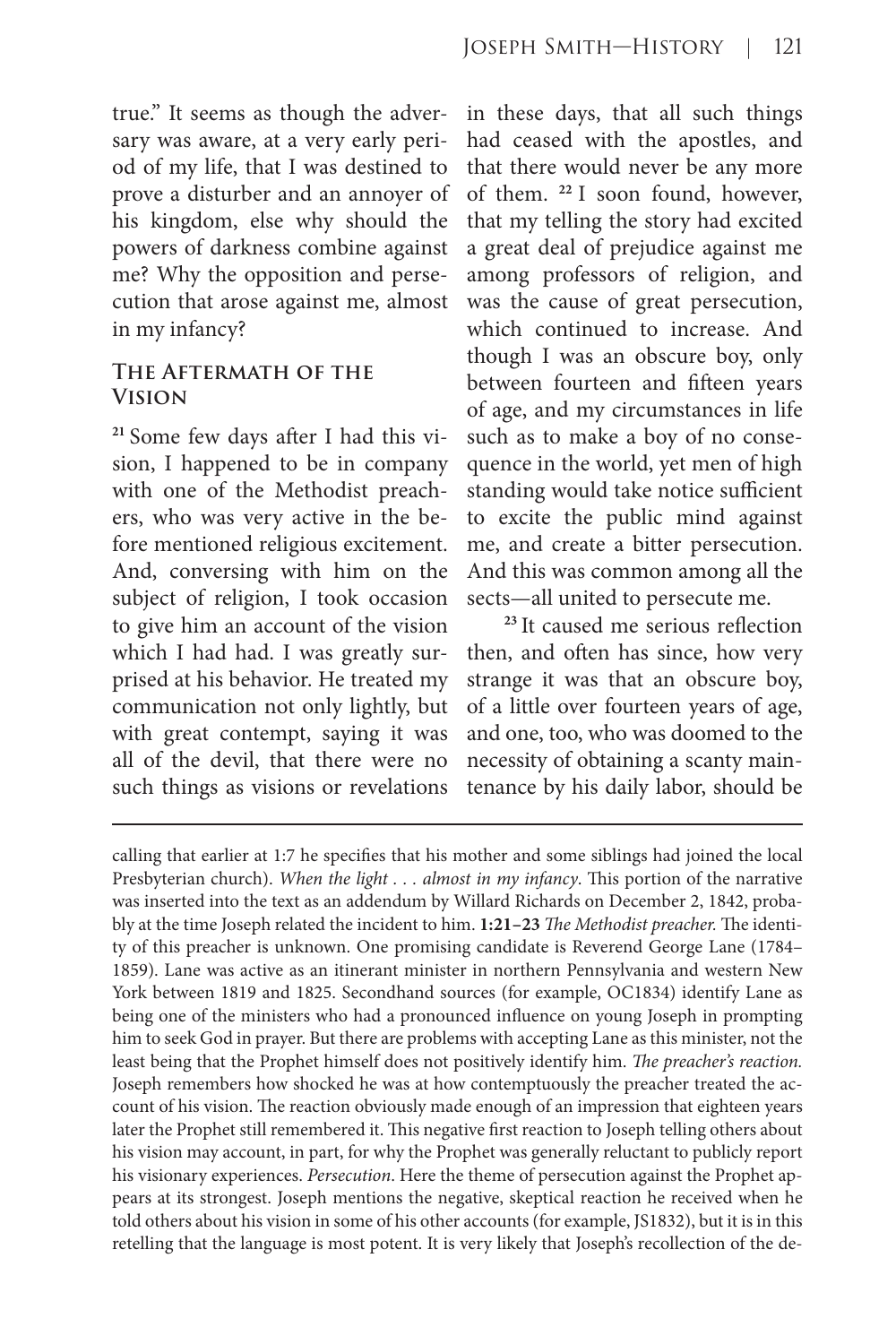true." It seems as though the adversary was aware, at a very early period of my life, that I was destined to prove a disturber and an annoyer of his kingdom, else why should the powers of darkness combine against me? Why the opposition and persecution that arose against me, almost in my infancy?

## The Aftermath of the Vision

[21] Some few days after I had this vision, I happened to be in company with one of the Methodist preachers, who was very active in the before mentioned religious excitement. And, conversing with him on the subject of religion, I took occasion to give him an account of the vision which I had had. I was greatly surprised at his behavior. He treated my communication not only lightly, but with great contempt, saying it was all of the devil, that there were no such things as visions or revelations in these days, that all such things had ceased with the apostles, and that there would never be any more of them. [22] I soon found, however, that my telling the story had excited a great deal of prejudice against me among professors of religion, and was the cause of great persecution, which continued to increase. And though I was an obscure boy, only between fourteen and fifteen years of age, and my circumstances in life such as to make a boy of no consequence in the world, yet men of high standing would take notice sufficient to excite the public mind against me, and create a bitter persecution. And this was common among all the sects—all united to persecute me.

[23] It caused me serious reflection then, and often has since, how very strange it was that an obscure boy, of a little over fourteen years of age, and one, too, who was doomed to the necessity of obtaining a scanty maintenance by his daily labor, should be

---

calling that earlier at 1:7 he specifies that his mother and some siblings had joined the local Presbyterian church). *When the light . . . almost in my infancy*. This portion of the narrative was inserted into the text as an addendum by Willard Richards on December 2, 1842, probably at the time Joseph related the incident to him. **1:21–23** *The Methodist preacher.* The identity of this preacher is unknown. One promising candidate is Reverend George Lane (1784–1859). Lane was active as an itinerant minister in northern Pennsylvania and western New York between 1819 and 1825. Secondhand sources (for example, OC1834) identify Lane as being one of the ministers who had a pronounced influence on young Joseph in prompting him to seek God in prayer. But there are problems with accepting Lane as this minister, not the least being that the Prophet himself does not positively identify him. *The preacher's reaction.* Joseph remembers how shocked he was at how contemptuously the preacher treated the account of his vision. The reaction obviously made enough of an impression that eighteen years later the Prophet still remembered it. This negative first reaction to Joseph telling others about his vision may account, in part, for why the Prophet was generally reluctant to publicly report his visionary experiences. *Persecution*. Here the theme of persecution against the Prophet appears at its strongest. Joseph mentions the negative, skeptical reaction he received when he told others about his vision in some of his other accounts (for example, JS1832), but it is in this retelling that the language is most potent. It is very likely that Joseph's recollection of the de-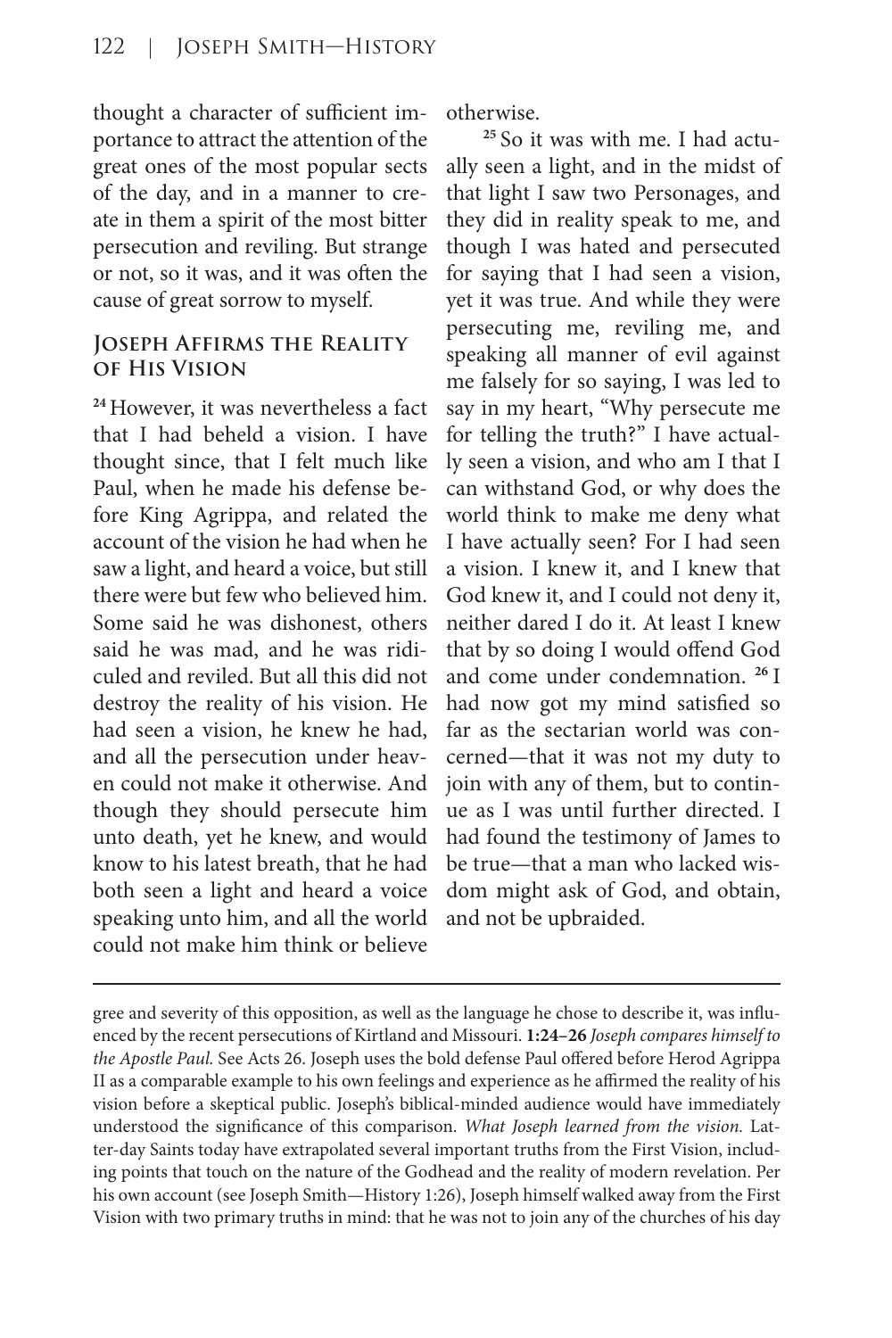thought a character of sufficient importance to attract the attention of the great ones of the most popular sects of the day, and in a manner to create in them a spirit of the most bitter persecution and reviling. But strange or not, so it was, and it was often the cause of great sorrow to myself.

### Joseph Affirms the Reality of His Vision

[24] However, it was nevertheless a fact that I had beheld a vision. I have thought since, that I felt much like Paul, when he made his defense before King Agrippa, and related the account of the vision he had when he saw a light, and heard a voice, but still there were but few who believed him. Some said he was dishonest, others said he was mad, and he was ridiculed and reviled. But all this did not destroy the reality of his vision. He had seen a vision, he knew he had, and all the persecution under heaven could not make it otherwise. And though they should persecute him unto death, yet he knew, and would know to his latest breath, that he had both seen a light and heard a voice speaking unto him, and all the world could not make him think or believe otherwise.

[25] So it was with me. I had actually seen a light, and in the midst of that light I saw two Personages, and they did in reality speak to me, and though I was hated and persecuted for saying that I had seen a vision, yet it was true. And while they were persecuting me, reviling me, and speaking all manner of evil against me falsely for so saying, I was led to say in my heart, "Why persecute me for telling the truth?" I have actually seen a vision, and who am I that I can withstand God, or why does the world think to make me deny what I have actually seen? For I had seen a vision. I knew it, and I knew that God knew it, and I could not deny it, neither dared I do it. At least I knew that by so doing I would offend God and come under condemnation. [26] I had now got my mind satisfied so far as the sectarian world was concerned—that it was not my duty to join with any of them, but to continue as I was until further directed. I had found the testimony of James to be true—that a man who lacked wisdom might ask of God, and obtain, and not be upbraided.

---

gree and severity of this opposition, as well as the language he chose to describe it, was influenced by the recent persecutions of Kirtland and Missouri. **1:24–26** *Joseph compares himself to the Apostle Paul.* See Acts 26. Joseph uses the bold defense Paul offered before Herod Agrippa II as a comparable example to his own feelings and experience as he affirmed the reality of his vision before a skeptical public. Joseph's biblical-minded audience would have immediately understood the significance of this comparison. *What Joseph learned from the vision.* Latter-day Saints today have extrapolated several important truths from the First Vision, including points that touch on the nature of the Godhead and the reality of modern revelation. Per his own account (see Joseph Smith—History 1:26), Joseph himself walked away from the First Vision with two primary truths in mind: that he was not to join any of the churches of his day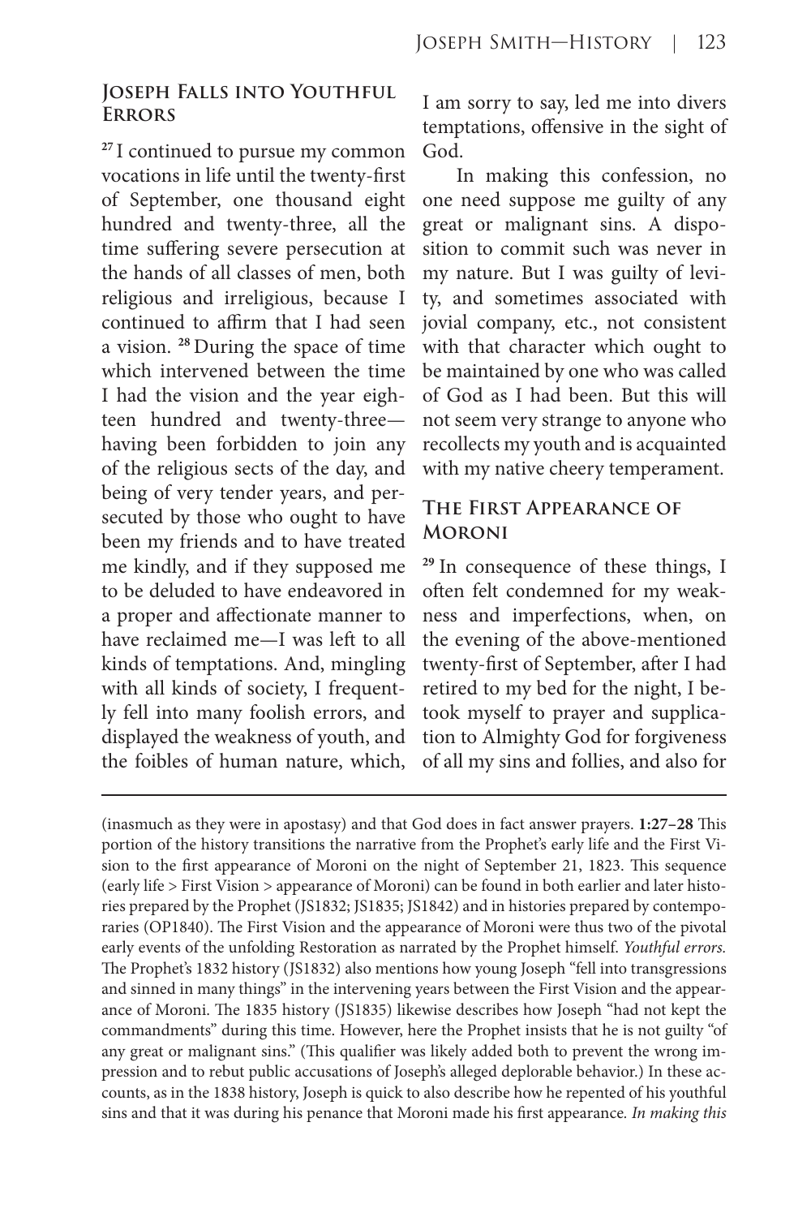## Joseph Falls into Youthful Errors

[27] I continued to pursue my common vocations in life until the twenty-first of September, one thousand eight hundred and twenty-three, all the time suffering severe persecution at the hands of all classes of men, both religious and irreligious, because I continued to affirm that I had seen a vision. [28] During the space of time which intervened between the time I had the vision and the year eighteen hundred and twenty-three—having been forbidden to join any of the religious sects of the day, and being of very tender years, and persecuted by those who ought to have been my friends and to have treated me kindly, and if they supposed me to be deluded to have endeavored in a proper and affectionate manner to have reclaimed me—I was left to all kinds of temptations. And, mingling with all kinds of society, I frequently fell into many foolish errors, and displayed the weakness of youth, and the foibles of human nature, which, I am sorry to say, led me into divers temptations, offensive in the sight of God.

In making this confession, no one need suppose me guilty of any great or malignant sins. A disposition to commit such was never in my nature. But I was guilty of levity, and sometimes associated with jovial company, etc., not consistent with that character which ought to be maintained by one who was called of God as I had been. But this will not seem very strange to anyone who recollects my youth and is acquainted with my native cheery temperament.

## The First Appearance of Moroni

[29] In consequence of these things, I often felt condemned for my weakness and imperfections, when, on the evening of the above-mentioned twenty-first of September, after I had retired to my bed for the night, I betook myself to prayer and supplication to Almighty God for forgiveness of all my sins and follies, and also for

---

(inasmuch as they were in apostasy) and that God does in fact answer prayers. **1:27–28** This portion of the history transitions the narrative from the Prophet's early life and the First Vision to the first appearance of Moroni on the night of September 21, 1823. This sequence (early life > First Vision > appearance of Moroni) can be found in both earlier and later histories prepared by the Prophet (JS1832; JS1835; JS1842) and in histories prepared by contemporaries (OP1840). The First Vision and the appearance of Moroni were thus two of the pivotal early events of the unfolding Restoration as narrated by the Prophet himself. *Youthful errors.* The Prophet's 1832 history (JS1832) also mentions how young Joseph "fell into transgressions and sinned in many things" in the intervening years between the First Vision and the appearance of Moroni. The 1835 history (JS1835) likewise describes how Joseph "had not kept the commandments" during this time. However, here the Prophet insists that he is not guilty "of any great or malignant sins." (This qualifier was likely added both to prevent the wrong impression and to rebut public accusations of Joseph's alleged deplorable behavior.) In these accounts, as in the 1838 history, Joseph is quick to also describe how he repented of his youthful sins and that it was during his penance that Moroni made his first appearance. *In making this*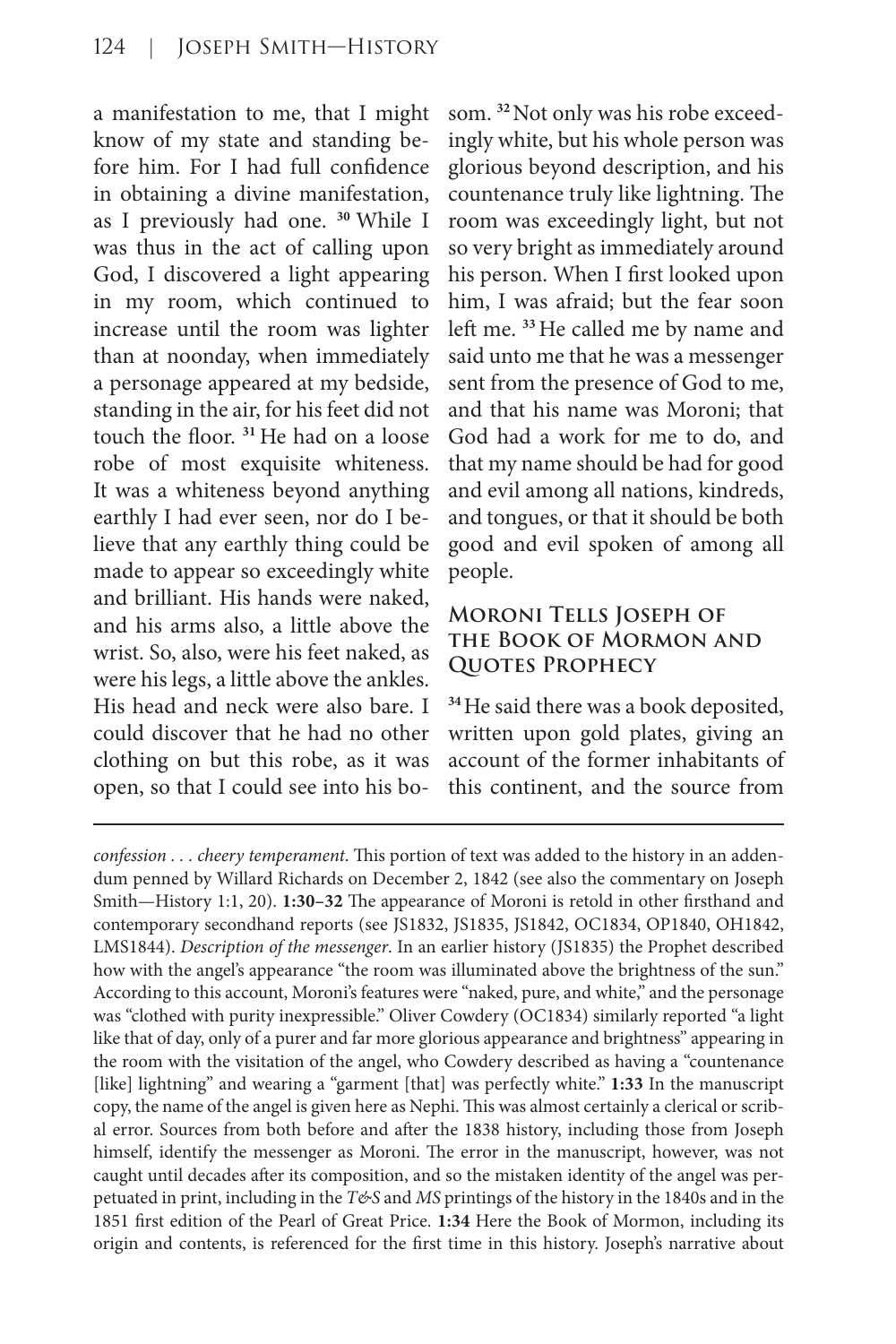a manifestation to me, that I might know of my state and standing before him. For I had full confidence in obtaining a divine manifestation, as I previously had one. [30] While I was thus in the act of calling upon God, I discovered a light appearing in my room, which continued to increase until the room was lighter than at noonday, when immediately a personage appeared at my bedside, standing in the air, for his feet did not touch the floor. [31] He had on a loose robe of most exquisite whiteness. It was a whiteness beyond anything earthly I had ever seen, nor do I believe that any earthly thing could be made to appear so exceedingly white and brilliant. His hands were naked, and his arms also, a little above the wrist. So, also, were his feet naked, as were his legs, a little above the ankles. His head and neck were also bare. I could discover that he had no other clothing on but this robe, as it was open, so that I could see into his bosom. [32] Not only was his robe exceedingly white, but his whole person was glorious beyond description, and his countenance truly like lightning. The room was exceedingly light, but not so very bright as immediately around his person. When I first looked upon him, I was afraid; but the fear soon left me. [33] He called me by name and said unto me that he was a messenger sent from the presence of God to me, and that his name was Moroni; that God had a work for me to do, and that my name should be had for good and evil among all nations, kindreds, and tongues, or that it should be both good and evil spoken of among all people.

## Moroni Tells Joseph of the Book of Mormon and Quotes Prophecy

[34] He said there was a book deposited, written upon gold plates, giving an account of the former inhabitants of this continent, and the source from

---

*confession . . . cheery temperament*. This portion of text was added to the history in an addendum penned by Willard Richards on December 2, 1842 (see also the commentary on Joseph Smith—History 1:1, 20). **1:30–32** The appearance of Moroni is retold in other firsthand and contemporary secondhand reports (see JS1832, JS1835, JS1842, OC1834, OP1840, OH1842, LMS1844). *Description of the messenger*. In an earlier history (JS1835) the Prophet described how with the angel's appearance "the room was illuminated above the brightness of the sun." According to this account, Moroni's features were "naked, pure, and white," and the personage was "clothed with purity inexpressible." Oliver Cowdery (OC1834) similarly reported "a light like that of day, only of a purer and far more glorious appearance and brightness" appearing in the room with the visitation of the angel, who Cowdery described as having a "countenance [like] lightning" and wearing a "garment [that] was perfectly white." **1:33** In the manuscript copy, the name of the angel is given here as Nephi. This was almost certainly a clerical or scribal error. Sources from both before and after the 1838 history, including those from Joseph himself, identify the messenger as Moroni. The error in the manuscript, however, was not caught until decades after its composition, and so the mistaken identity of the angel was perpetuated in print, including in the *T&S* and *MS* printings of the history in the 1840s and in the 1851 first edition of the Pearl of Great Price. **1:34** Here the Book of Mormon, including its origin and contents, is referenced for the first time in this history. Joseph's narrative about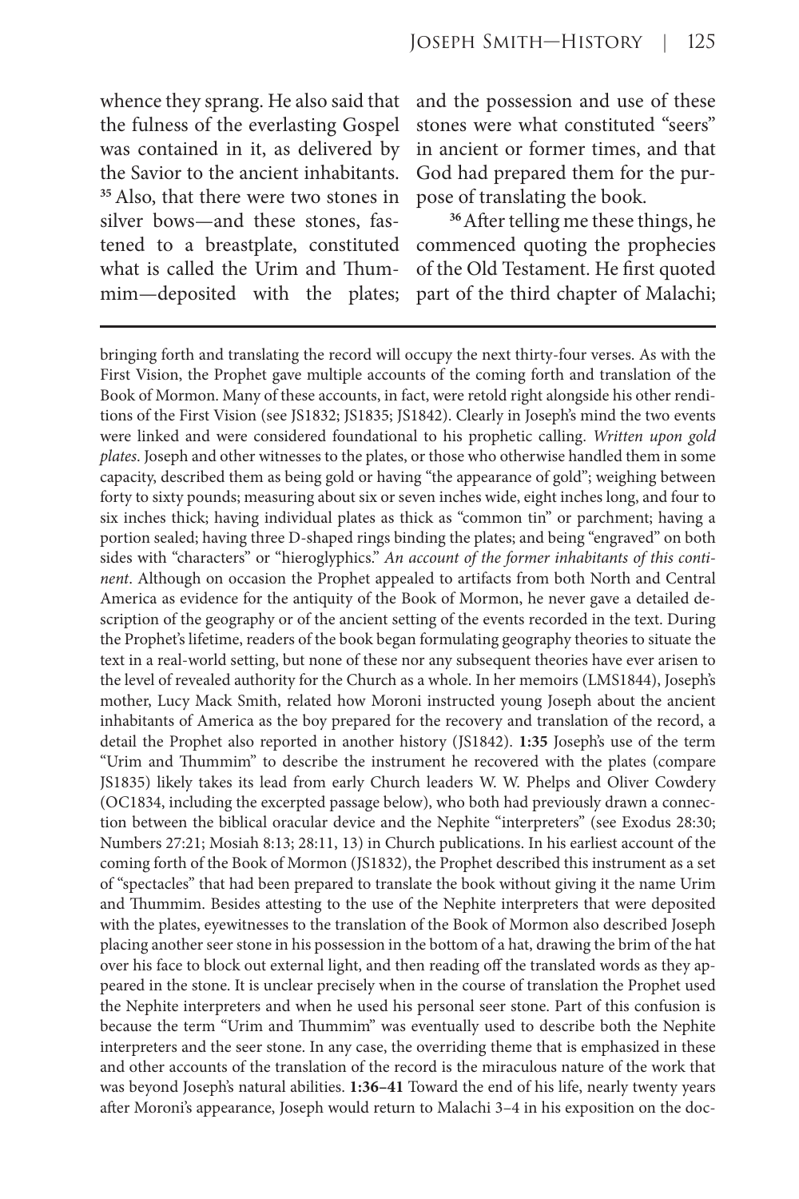whence they sprang. He also said that the fulness of the everlasting Gospel was contained in it, as delivered by the Savior to the ancient inhabitants. [35] Also, that there were two stones in silver bows—and these stones, fastened to a breastplate, constituted what is called the Urim and Thummim—deposited with the plates; and the possession and use of these stones were what constituted "seers" in ancient or former times, and that God had prepared them for the purpose of translating the book.

[36] After telling me these things, he commenced quoting the prophecies of the Old Testament. He first quoted part of the third chapter of Malachi;

---

bringing forth and translating the record will occupy the next thirty-four verses. As with the First Vision, the Prophet gave multiple accounts of the coming forth and translation of the Book of Mormon. Many of these accounts, in fact, were retold right alongside his other renditions of the First Vision (see JS1832; JS1835; JS1842). Clearly in Joseph's mind the two events were linked and were considered foundational to his prophetic calling. *Written upon gold plates*. Joseph and other witnesses to the plates, or those who otherwise handled them in some capacity, described them as being gold or having "the appearance of gold"; weighing between forty to sixty pounds; measuring about six or seven inches wide, eight inches long, and four to six inches thick; having individual plates as thick as "common tin" or parchment; having a portion sealed; having three D-shaped rings binding the plates; and being "engraved" on both sides with "characters" or "hieroglyphics." *An account of the former inhabitants of this continent*. Although on occasion the Prophet appealed to artifacts from both North and Central America as evidence for the antiquity of the Book of Mormon, he never gave a detailed description of the geography or of the ancient setting of the events recorded in the text. During the Prophet's lifetime, readers of the book began formulating geography theories to situate the text in a real-world setting, but none of these nor any subsequent theories have ever arisen to the level of revealed authority for the Church as a whole. In her memoirs (LMS1844), Joseph's mother, Lucy Mack Smith, related how Moroni instructed young Joseph about the ancient inhabitants of America as the boy prepared for the recovery and translation of the record, a detail the Prophet also reported in another history (JS1842). **1:35** Joseph's use of the term "Urim and Thummim" to describe the instrument he recovered with the plates (compare JS1835) likely takes its lead from early Church leaders W. W. Phelps and Oliver Cowdery (OC1834, including the excerpted passage below), who both had previously drawn a connection between the biblical oracular device and the Nephite "interpreters" (see Exodus 28:30; Numbers 27:21; Mosiah 8:13; 28:11, 13) in Church publications. In his earliest account of the coming forth of the Book of Mormon (JS1832), the Prophet described this instrument as a set of "spectacles" that had been prepared to translate the book without giving it the name Urim and Thummim. Besides attesting to the use of the Nephite interpreters that were deposited with the plates, eyewitnesses to the translation of the Book of Mormon also described Joseph placing another seer stone in his possession in the bottom of a hat, drawing the brim of the hat over his face to block out external light, and then reading off the translated words as they appeared in the stone. It is unclear precisely when in the course of translation the Prophet used the Nephite interpreters and when he used his personal seer stone. Part of this confusion is because the term "Urim and Thummim" was eventually used to describe both the Nephite interpreters and the seer stone. In any case, the overriding theme that is emphasized in these and other accounts of the translation of the record is the miraculous nature of the work that was beyond Joseph's natural abilities. **1:36–41** Toward the end of his life, nearly twenty years after Moroni's appearance, Joseph would return to Malachi 3–4 in his exposition on the doc-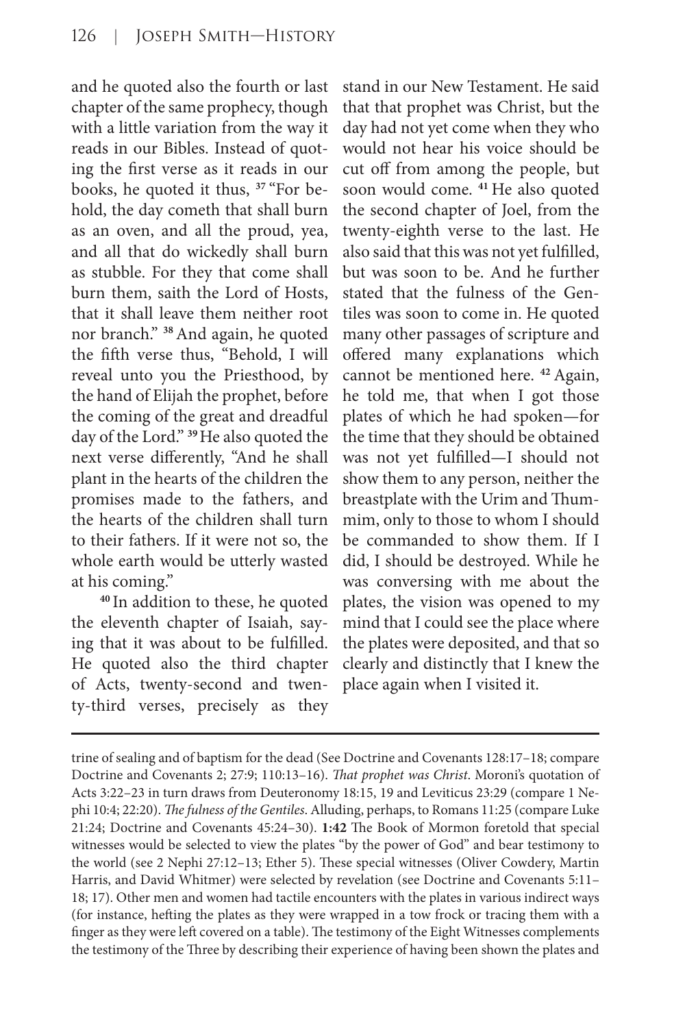and he quoted also the fourth or last chapter of the same prophecy, though with a little variation from the way it reads in our Bibles. Instead of quoting the first verse as it reads in our books, he quoted it thus, [37] "For behold, the day cometh that shall burn as an oven, and all the proud, yea, and all that do wickedly shall burn as stubble. For they that come shall burn them, saith the Lord of Hosts, that it shall leave them neither root nor branch." [38] And again, he quoted the fifth verse thus, "Behold, I will reveal unto you the Priesthood, by the hand of Elijah the prophet, before the coming of the great and dreadful day of the Lord." [39] He also quoted the next verse differently, "And he shall plant in the hearts of the children the promises made to the fathers, and the hearts of the children shall turn to their fathers. If it were not so, the whole earth would be utterly wasted at his coming."

[40] In addition to these, he quoted the eleventh chapter of Isaiah, saying that it was about to be fulfilled. He quoted also the third chapter of Acts, twenty-second and twenty-third verses, precisely as they stand in our New Testament. He said that that prophet was Christ, but the day had not yet come when they who would not hear his voice should be cut off from among the people, but soon would come. [41] He also quoted the second chapter of Joel, from the twenty-eighth verse to the last. He also said that this was not yet fulfilled, but was soon to be. And he further stated that the fulness of the Gentiles was soon to come in. He quoted many other passages of scripture and offered many explanations which cannot be mentioned here. [42] Again, he told me, that when I got those plates of which he had spoken—for the time that they should be obtained was not yet fulfilled—I should not show them to any person, neither the breastplate with the Urim and Thummim, only to those to whom I should be commanded to show them. If I did, I should be destroyed. While he was conversing with me about the plates, the vision was opened to my mind that I could see the place where the plates were deposited, and that so clearly and distinctly that I knew the place again when I visited it.

---

trine of sealing and of baptism for the dead (See Doctrine and Covenants 128:17–18; compare Doctrine and Covenants 2; 27:9; 110:13–16). *That prophet was Christ*. Moroni's quotation of Acts 3:22–23 in turn draws from Deuteronomy 18:15, 19 and Leviticus 23:29 (compare 1 Nephi 10:4; 22:20). *The fulness of the Gentiles*. Alluding, perhaps, to Romans 11:25 (compare Luke 21:24; Doctrine and Covenants 45:24–30). **1:42** The Book of Mormon foretold that special witnesses would be selected to view the plates "by the power of God" and bear testimony to the world (see 2 Nephi 27:12–13; Ether 5). These special witnesses (Oliver Cowdery, Martin Harris, and David Whitmer) were selected by revelation (see Doctrine and Covenants 5:11–18; 17). Other men and women had tactile encounters with the plates in various indirect ways (for instance, hefting the plates as they were wrapped in a tow frock or tracing them with a finger as they were left covered on a table). The testimony of the Eight Witnesses complements the testimony of the Three by describing their experience of having been shown the plates and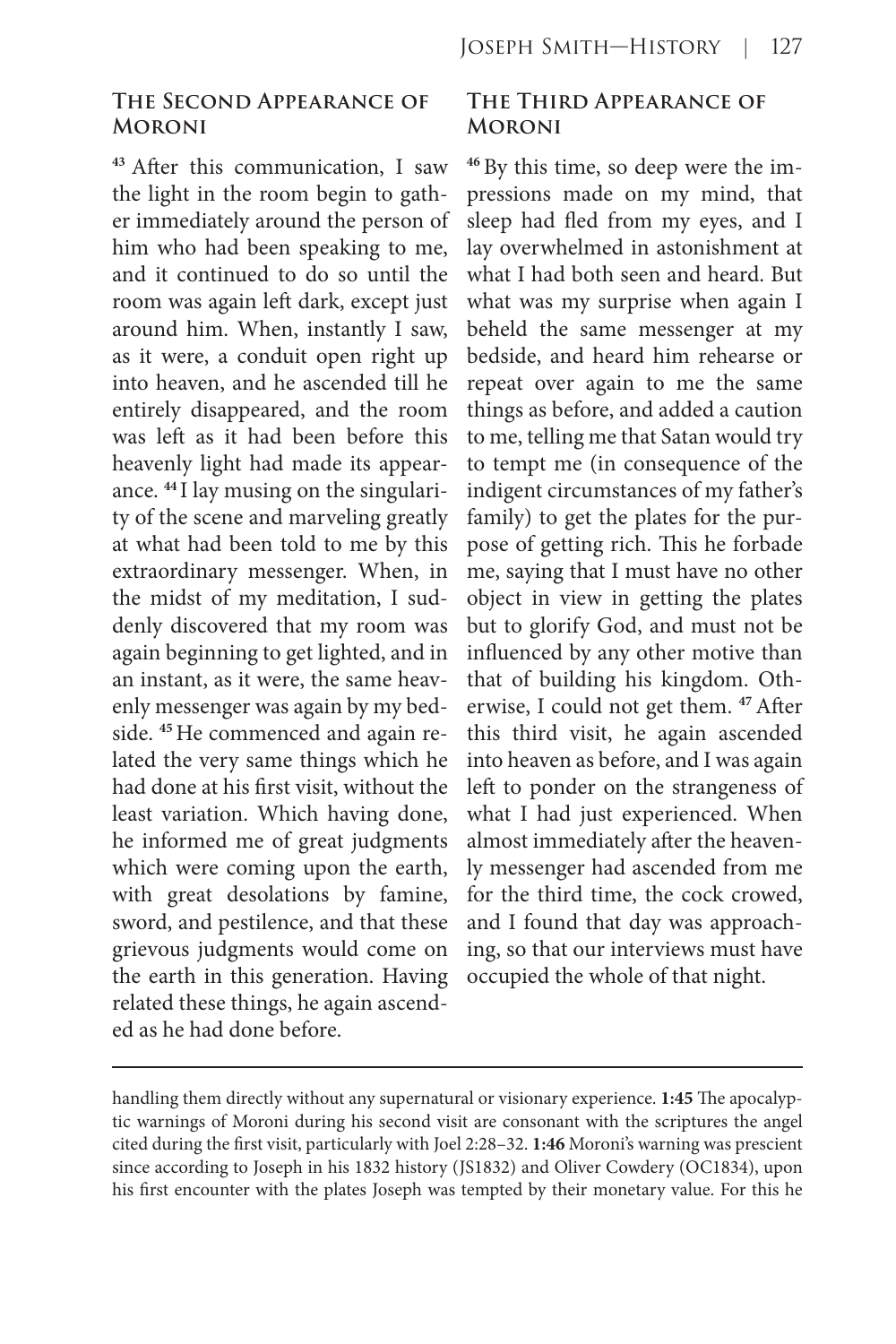## The Second Appearance of Moroni

[43] After this communication, I saw the light in the room begin to gather immediately around the person of him who had been speaking to me, and it continued to do so until the room was again left dark, except just around him. When, instantly I saw, as it were, a conduit open right up into heaven, and he ascended till he entirely disappeared, and the room was left as it had been before this heavenly light had made its appearance. [44] I lay musing on the singularity of the scene and marveling greatly at what had been told to me by this extraordinary messenger. When, in the midst of my meditation, I suddenly discovered that my room was again beginning to get lighted, and in an instant, as it were, the same heavenly messenger was again by my bedside. [45] He commenced and again related the very same things which he had done at his first visit, without the least variation. Which having done, he informed me of great judgments which were coming upon the earth, with great desolations by famine, sword, and pestilence, and that these grievous judgments would come on the earth in this generation. Having related these things, he again ascended as he had done before.

## The Third Appearance of Moroni

[46] By this time, so deep were the impressions made on my mind, that sleep had fled from my eyes, and I lay overwhelmed in astonishment at what I had both seen and heard. But what was my surprise when again I beheld the same messenger at my bedside, and heard him rehearse or repeat over again to me the same things as before, and added a caution to me, telling me that Satan would try to tempt me (in consequence of the indigent circumstances of my father's family) to get the plates for the purpose of getting rich. This he forbade me, saying that I must have no other object in view in getting the plates but to glorify God, and must not be influenced by any other motive than that of building his kingdom. Otherwise, I could not get them. [47] After this third visit, he again ascended into heaven as before, and I was again left to ponder on the strangeness of what I had just experienced. When almost immediately after the heavenly messenger had ascended from me for the third time, the cock crowed, and I found that day was approaching, so that our interviews must have occupied the whole of that night.

---

handling them directly without any supernatural or visionary experience. **1:45** The apocalyptic warnings of Moroni during his second visit are consonant with the scriptures the angel cited during the first visit, particularly with Joel 2:28–32. **1:46** Moroni's warning was prescient since according to Joseph in his 1832 history (JS1832) and Oliver Cowdery (OC1834), upon his first encounter with the plates Joseph was tempted by their monetary value. For this he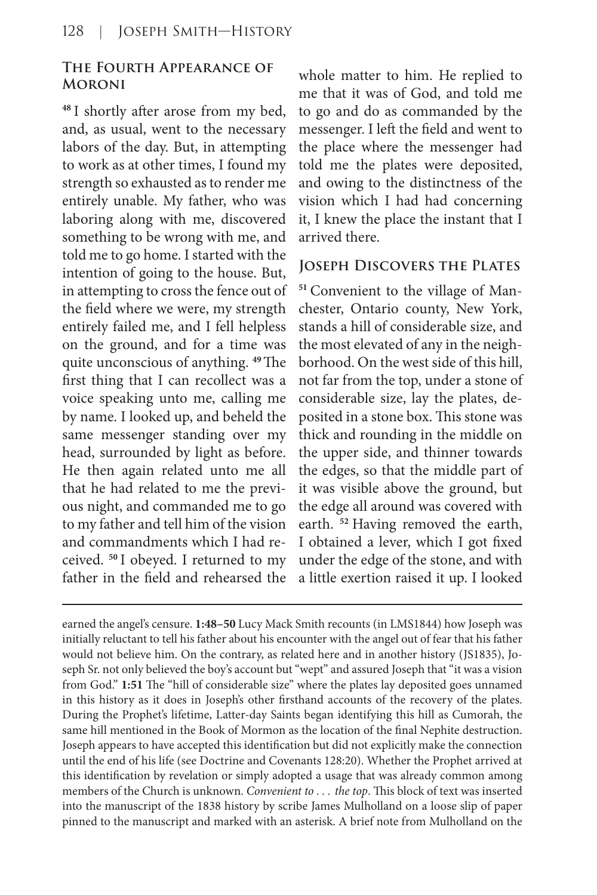### The Fourth Appearance of Moroni

[48] I shortly after arose from my bed, and, as usual, went to the necessary labors of the day. But, in attempting to work as at other times, I found my strength so exhausted as to render me entirely unable. My father, who was laboring along with me, discovered something to be wrong with me, and told me to go home. I started with the intention of going to the house. But, in attempting to cross the fence out of the field where we were, my strength entirely failed me, and I fell helpless on the ground, and for a time was quite unconscious of anything. [49] The first thing that I can recollect was a voice speaking unto me, calling me by name. I looked up, and beheld the same messenger standing over my head, surrounded by light as before. He then again related unto me all that he had related to me the previous night, and commanded me to go to my father and tell him of the vision and commandments which I had received. [50] I obeyed. I returned to my father in the field and rehearsed the whole matter to him. He replied to me that it was of God, and told me to go and do as commanded by the messenger. I left the field and went to the place where the messenger had told me the plates were deposited, and owing to the distinctness of the vision which I had had concerning it, I knew the place the instant that I arrived there.

### Joseph Discovers the Plates

[51] Convenient to the village of Manchester, Ontario county, New York, stands a hill of considerable size, and the most elevated of any in the neighborhood. On the west side of this hill, not far from the top, under a stone of considerable size, lay the plates, deposited in a stone box. This stone was thick and rounding in the middle on the upper side, and thinner towards the edges, so that the middle part of it was visible above the ground, but the edge all around was covered with earth. [52] Having removed the earth, I obtained a lever, which I got fixed under the edge of the stone, and with a little exertion raised it up. I looked

---

earned the angel's censure. **1:48–50** Lucy Mack Smith recounts (in LMS1844) how Joseph was initially reluctant to tell his father about his encounter with the angel out of fear that his father would not believe him. On the contrary, as related here and in another history (JS1835), Joseph Sr. not only believed the boy's account but "wept" and assured Joseph that "it was a vision from God." **1:51** The "hill of considerable size" where the plates lay deposited goes unnamed in this history as it does in Joseph's other firsthand accounts of the recovery of the plates. During the Prophet's lifetime, Latter-day Saints began identifying this hill as Cumorah, the same hill mentioned in the Book of Mormon as the location of the final Nephite destruction. Joseph appears to have accepted this identification but did not explicitly make the connection until the end of his life (see Doctrine and Covenants 128:20). Whether the Prophet arrived at this identification by revelation or simply adopted a usage that was already common among members of the Church is unknown. *Convenient to . . . the top*. This block of text was inserted into the manuscript of the 1838 history by scribe James Mulholland on a loose slip of paper pinned to the manuscript and marked with an asterisk. A brief note from Mulholland on the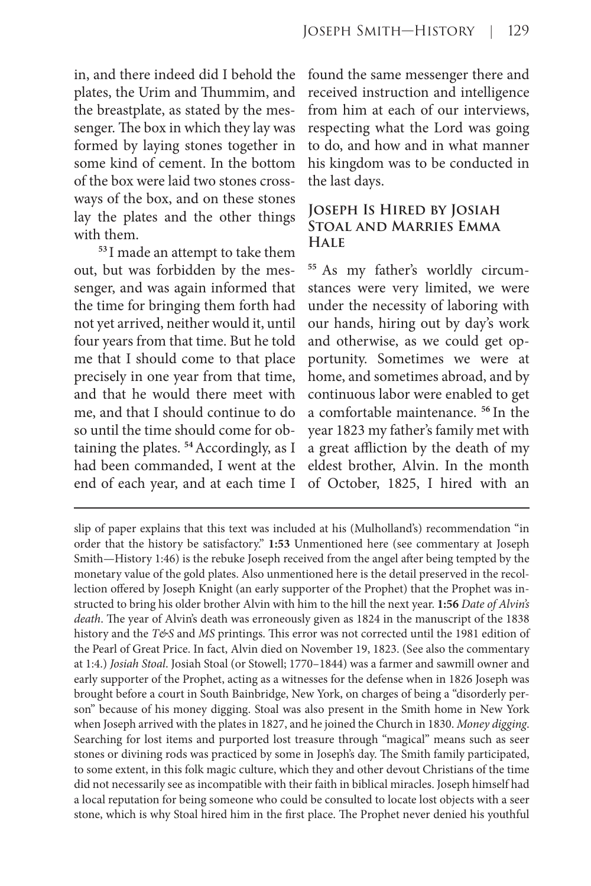in, and there indeed did I behold the plates, the Urim and Thummim, and the breastplate, as stated by the messenger. The box in which they lay was formed by laying stones together in some kind of cement. In the bottom of the box were laid two stones crossways of the box, and on these stones lay the plates and the other things with them.

[53] I made an attempt to take them out, but was forbidden by the messenger, and was again informed that the time for bringing them forth had not yet arrived, neither would it, until four years from that time. But he told me that I should come to that place precisely in one year from that time, and that he would there meet with me, and that I should continue to do so until the time should come for obtaining the plates. [54] Accordingly, as I had been commanded, I went at the end of each year, and at each time I found the same messenger there and received instruction and intelligence from him at each of our interviews, respecting what the Lord was going to do, and how and in what manner his kingdom was to be conducted in the last days.

### Joseph Is Hired by Josiah Stoal and Marries Emma Hale

[55] As my father's worldly circumstances were very limited, we were under the necessity of laboring with our hands, hiring out by day's work and otherwise, as we could get opportunity. Sometimes we were at home, and sometimes abroad, and by continuous labor were enabled to get a comfortable maintenance. [56] In the year 1823 my father's family met with a great affliction by the death of my eldest brother, Alvin. In the month of October, 1825, I hired with an

---

slip of paper explains that this text was included at his (Mulholland's) recommendation "in order that the history be satisfactory." **1:53** Unmentioned here (see commentary at Joseph Smith—History 1:46) is the rebuke Joseph received from the angel after being tempted by the monetary value of the gold plates. Also unmentioned here is the detail preserved in the recollection offered by Joseph Knight (an early supporter of the Prophet) that the Prophet was instructed to bring his older brother Alvin with him to the hill the next year. **1:56** *Date of Alvin's death*. The year of Alvin's death was erroneously given as 1824 in the manuscript of the 1838 history and the *T&S* and *MS* printings. This error was not corrected until the 1981 edition of the Pearl of Great Price. In fact, Alvin died on November 19, 1823. (See also the commentary at 1:4.) *Josiah Stoal*. Josiah Stoal (or Stowell; 1770–1844) was a farmer and sawmill owner and early supporter of the Prophet, acting as a witnesses for the defense when in 1826 Joseph was brought before a court in South Bainbridge, New York, on charges of being a "disorderly person" because of his money digging. Stoal was also present in the Smith home in New York when Joseph arrived with the plates in 1827, and he joined the Church in 1830. *Money digging*. Searching for lost items and purported lost treasure through "magical" means such as seer stones or divining rods was practiced by some in Joseph's day. The Smith family participated, to some extent, in this folk magic culture, which they and other devout Christians of the time did not necessarily see as incompatible with their faith in biblical miracles. Joseph himself had a local reputation for being someone who could be consulted to locate lost objects with a seer stone, which is why Stoal hired him in the first place. The Prophet never denied his youthful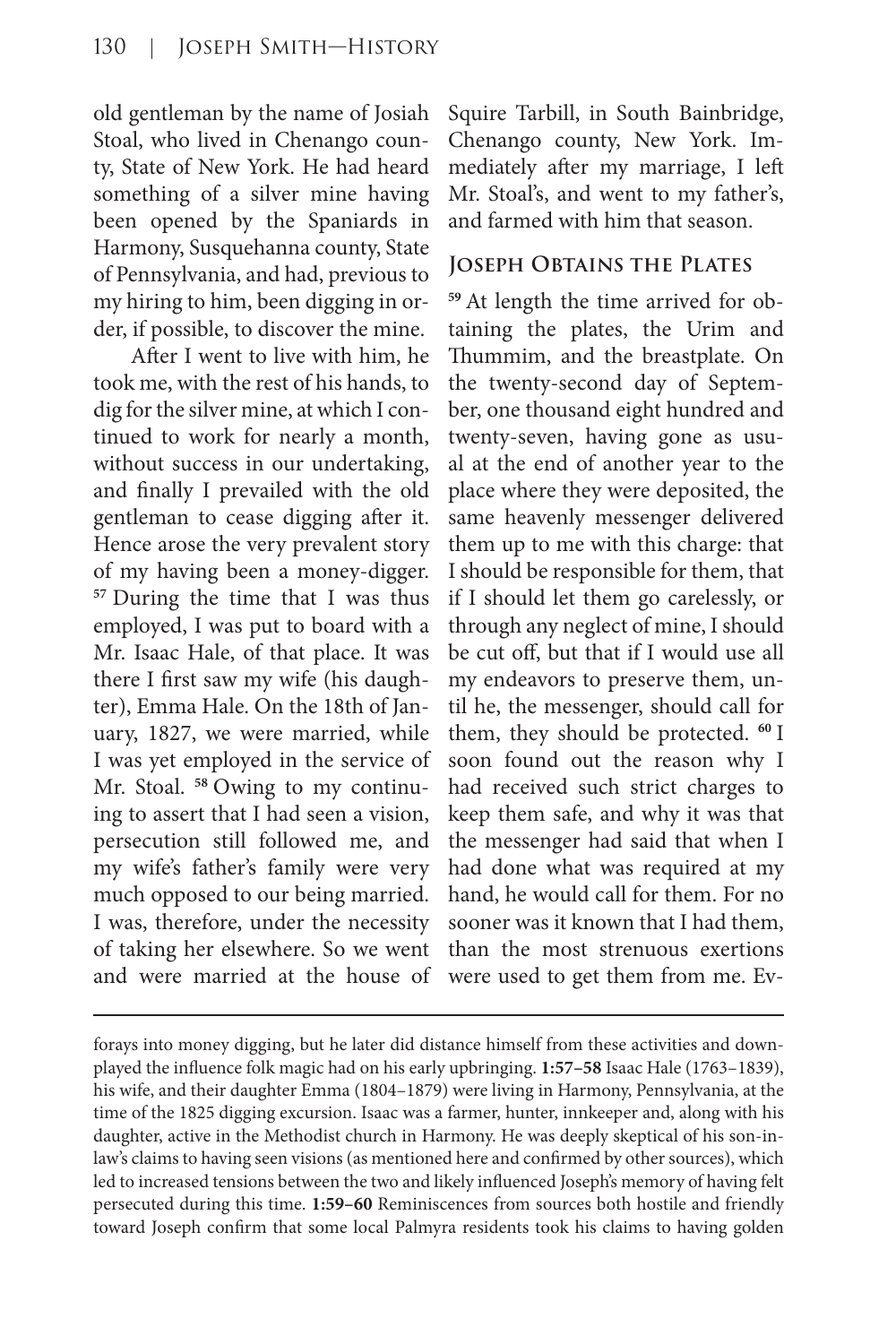old gentleman by the name of Josiah Stoal, who lived in Chenango county, State of New York. He had heard something of a silver mine having been opened by the Spaniards in Harmony, Susquehanna county, State of Pennsylvania, and had, previous to my hiring to him, been digging in order, if possible, to discover the mine.

After I went to live with him, he took me, with the rest of his hands, to dig for the silver mine, at which I continued to work for nearly a month, without success in our undertaking, and finally I prevailed with the old gentleman to cease digging after it. Hence arose the very prevalent story of my having been a money-digger. **57** During the time that I was thus employed, I was put to board with a Mr. Isaac Hale, of that place. It was there I first saw my wife (his daughter), Emma Hale. On the 18th of January, 1827, we were married, while I was yet employed in the service of Mr. Stoal. **58** Owing to my continuing to assert that I had seen a vision, persecution still followed me, and my wife's father's family were very much opposed to our being married. I was, therefore, under the necessity of taking her elsewhere. So we went and were married at the house of Squire Tarbill, in South Bainbridge, Chenango county, New York. Immediately after my marriage, I left Mr. Stoal's, and went to my father's, and farmed with him that season.

### Joseph Obtains the Plates

**59** At length the time arrived for obtaining the plates, the Urim and Thummim, and the breastplate. On the twenty-second day of September, one thousand eight hundred and twenty-seven, having gone as usual at the end of another year to the place where they were deposited, the same heavenly messenger delivered them up to me with this charge: that I should be responsible for them, that if I should let them go carelessly, or through any neglect of mine, I should be cut off, but that if I would use all my endeavors to preserve them, until he, the messenger, should call for them, they should be protected. **60** I soon found out the reason why I had received such strict charges to keep them safe, and why it was that the messenger had said that when I had done what was required at my hand, he would call for them. For no sooner was it known that I had them, than the most strenuous exertions were used to get them from me. Ev-

---

forays into money digging, but he later did distance himself from these activities and downplayed the influence folk magic had on his early upbringing. **1:57–58** Isaac Hale (1763–1839), his wife, and their daughter Emma (1804–1879) were living in Harmony, Pennsylvania, at the time of the 1825 digging excursion. Isaac was a farmer, hunter, innkeeper and, along with his daughter, active in the Methodist church in Harmony. He was deeply skeptical of his son-in-law's claims to having seen visions (as mentioned here and confirmed by other sources), which led to increased tensions between the two and likely influenced Joseph's memory of having felt persecuted during this time. **1:59–60** Reminiscences from sources both hostile and friendly toward Joseph confirm that some local Palmyra residents took his claims to having golden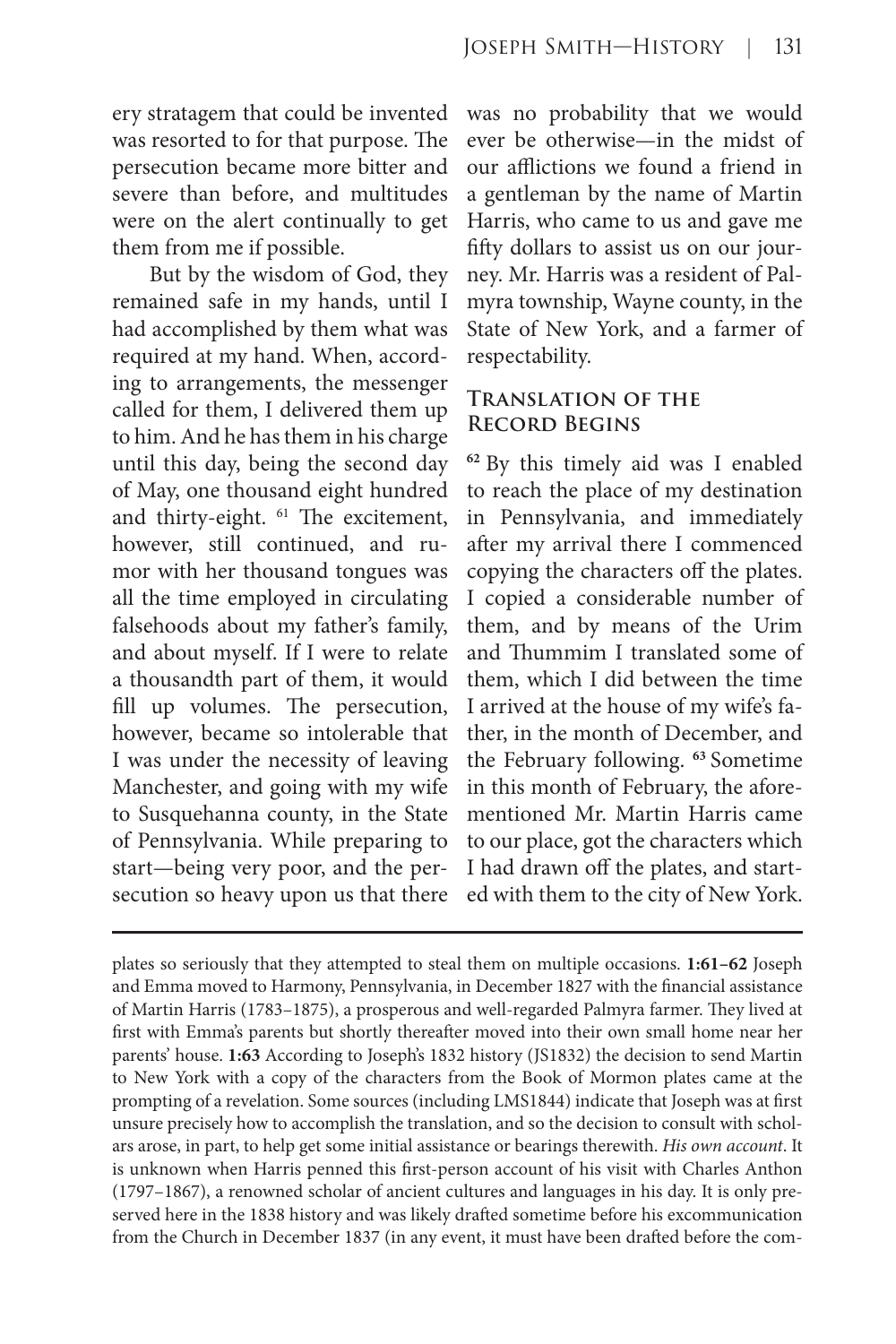ery stratagem that could be invented was resorted to for that purpose. The persecution became more bitter and severe than before, and multitudes were on the alert continually to get them from me if possible.

But by the wisdom of God, they remained safe in my hands, until I had accomplished by them what was required at my hand. When, according to arrangements, the messenger called for them, I delivered them up to him. And he has them in his charge until this day, being the second day of May, one thousand eight hundred and thirty-eight. [61] The excitement, however, still continued, and rumor with her thousand tongues was all the time employed in circulating falsehoods about my father's family, and about myself. If I were to relate a thousandth part of them, it would fill up volumes. The persecution, however, became so intolerable that I was under the necessity of leaving Manchester, and going with my wife to Susquehanna county, in the State of Pennsylvania. While preparing to start—being very poor, and the persecution so heavy upon us that there was no probability that we would ever be otherwise—in the midst of our afflictions we found a friend in a gentleman by the name of Martin Harris, who came to us and gave me fifty dollars to assist us on our journey. Mr. Harris was a resident of Palmyra township, Wayne county, in the State of New York, and a farmer of respectability.

### Translation of the Record Begins

**[62]** By this timely aid was I enabled to reach the place of my destination in Pennsylvania, and immediately after my arrival there I commenced copying the characters off the plates. I copied a considerable number of them, and by means of the Urim and Thummim I translated some of them, which I did between the time I arrived at the house of my wife's father, in the month of December, and the February following. **[63]** Sometime in this month of February, the aforementioned Mr. Martin Harris came to our place, got the characters which I had drawn off the plates, and started with them to the city of New York.

---

plates so seriously that they attempted to steal them on multiple occasions. **1:61–62** Joseph and Emma moved to Harmony, Pennsylvania, in December 1827 with the financial assistance of Martin Harris (1783–1875), a prosperous and well-regarded Palmyra farmer. They lived at first with Emma's parents but shortly thereafter moved into their own small home near her parents' house. **1:63** According to Joseph's 1832 history (JS1832) the decision to send Martin to New York with a copy of the characters from the Book of Mormon plates came at the prompting of a revelation. Some sources (including LMS1844) indicate that Joseph was at first unsure precisely how to accomplish the translation, and so the decision to consult with scholars arose, in part, to help get some initial assistance or bearings therewith. *His own account*. It is unknown when Harris penned this first-person account of his visit with Charles Anthon (1797–1867), a renowned scholar of ancient cultures and languages in his day. It is only preserved here in the 1838 history and was likely drafted sometime before his excommunication from the Church in December 1837 (in any event, it must have been drafted before the com-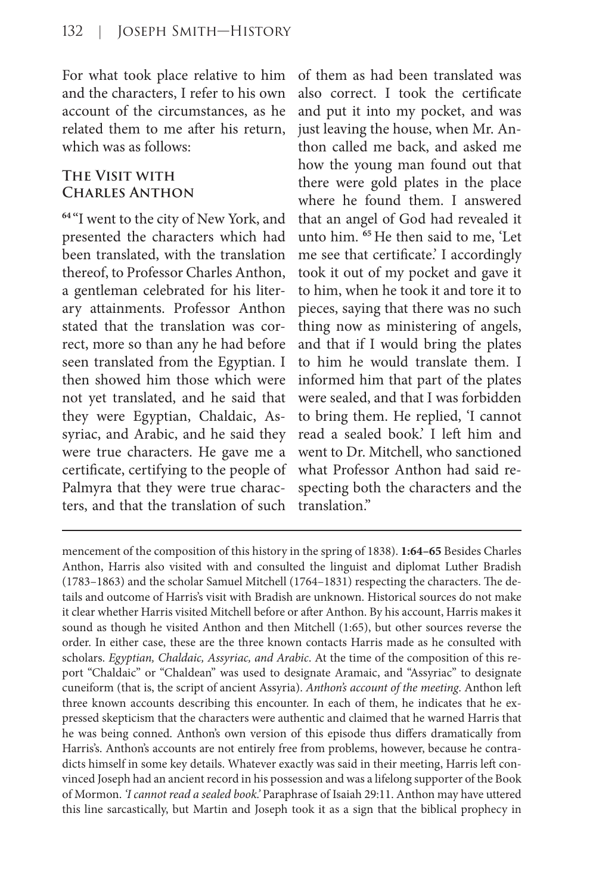For what took place relative to him and the characters, I refer to his own account of the circumstances, as he related them to me after his return, which was as follows:

## The Visit with Charles Anthon

[64] "I went to the city of New York, and presented the characters which had been translated, with the translation thereof, to Professor Charles Anthon, a gentleman celebrated for his literary attainments. Professor Anthon stated that the translation was correct, more so than any he had before seen translated from the Egyptian. I then showed him those which were not yet translated, and he said that they were Egyptian, Chaldaic, Assyriac, and Arabic, and he said they were true characters. He gave me a certificate, certifying to the people of Palmyra that they were true characters, and that the translation of such of them as had been translated was also correct. I took the certificate and put it into my pocket, and was just leaving the house, when Mr. Anthon called me back, and asked me how the young man found out that there were gold plates in the place where he found them. I answered that an angel of God had revealed it unto him. [65] He then said to me, 'Let me see that certificate.' I accordingly took it out of my pocket and gave it to him, when he took it and tore it to pieces, saying that there was no such thing now as ministering of angels, and that if I would bring the plates to him he would translate them. I informed him that part of the plates were sealed, and that I was forbidden to bring them. He replied, 'I cannot read a sealed book.' I left him and went to Dr. Mitchell, who sanctioned what Professor Anthon had said respecting both the characters and the translation."

---

mencement of the composition of this history in the spring of 1838). **1:64–65** Besides Charles Anthon, Harris also visited with and consulted the linguist and diplomat Luther Bradish (1783–1863) and the scholar Samuel Mitchell (1764–1831) respecting the characters. The details and outcome of Harris's visit with Bradish are unknown. Historical sources do not make it clear whether Harris visited Mitchell before or after Anthon. By his account, Harris makes it sound as though he visited Anthon and then Mitchell (1:65), but other sources reverse the order. In either case, these are the three known contacts Harris made as he consulted with scholars. *Egyptian, Chaldaic, Assyriac, and Arabic*. At the time of the composition of this report "Chaldaic" or "Chaldean" was used to designate Aramaic, and "Assyriac" to designate cuneiform (that is, the script of ancient Assyria). *Anthon's account of the meeting*. Anthon left three known accounts describing this encounter. In each of them, he indicates that he expressed skepticism that the characters were authentic and claimed that he warned Harris that he was being conned. Anthon's own version of this episode thus differs dramatically from Harris's. Anthon's accounts are not entirely free from problems, however, because he contradicts himself in some key details. Whatever exactly was said in their meeting, Harris left convinced Joseph had an ancient record in his possession and was a lifelong supporter of the Book of Mormon. *'I cannot read a sealed book.'* Paraphrase of Isaiah 29:11. Anthon may have uttered this line sarcastically, but Martin and Joseph took it as a sign that the biblical prophecy in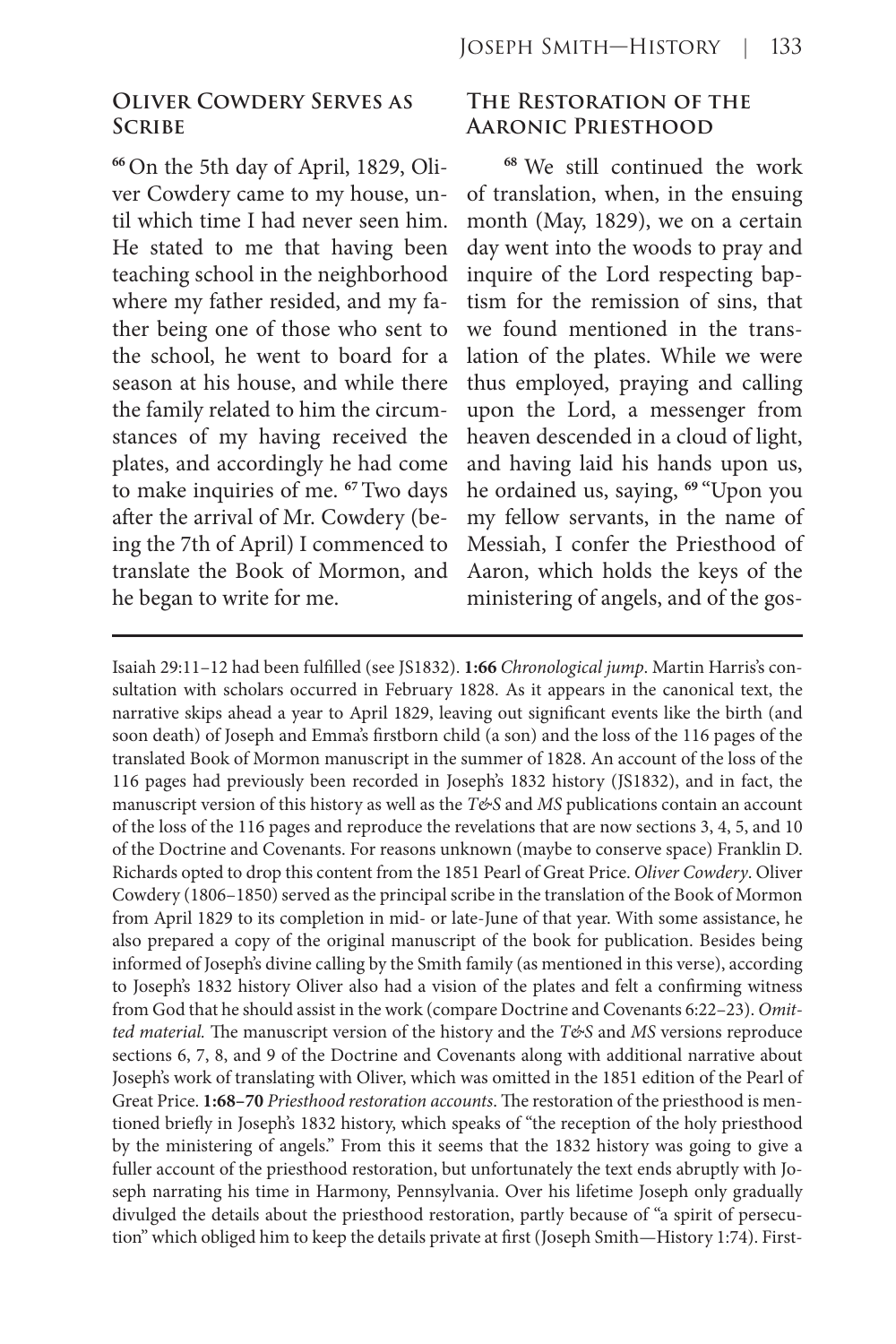## Oliver Cowdery Serves as Scribe

[66] On the 5th day of April, 1829, Oliver Cowdery came to my house, until which time I had never seen him. He stated to me that having been teaching school in the neighborhood where my father resided, and my father being one of those who sent to the school, he went to board for a season at his house, and while there the family related to him the circumstances of my having received the plates, and accordingly he had come to make inquiries of me. [67] Two days after the arrival of Mr. Cowdery (being the 7th of April) I commenced to translate the Book of Mormon, and he began to write for me.

## The Restoration of the Aaronic Priesthood

[68] We still continued the work of translation, when, in the ensuing month (May, 1829), we on a certain day went into the woods to pray and inquire of the Lord respecting baptism for the remission of sins, that we found mentioned in the translation of the plates. While we were thus employed, praying and calling upon the Lord, a messenger from heaven descended in a cloud of light, and having laid his hands upon us, he ordained us, saying, [69] "Upon you my fellow servants, in the name of Messiah, I confer the Priesthood of Aaron, which holds the keys of the ministering of angels, and of the gos-

---

Isaiah 29:11–12 had been fulfilled (see JS1832). **1:66** *Chronological jump*. Martin Harris's consultation with scholars occurred in February 1828. As it appears in the canonical text, the narrative skips ahead a year to April 1829, leaving out significant events like the birth (and soon death) of Joseph and Emma's firstborn child (a son) and the loss of the 116 pages of the translated Book of Mormon manuscript in the summer of 1828. An account of the loss of the 116 pages had previously been recorded in Joseph's 1832 history (JS1832), and in fact, the manuscript version of this history as well as the *T&S* and *MS* publications contain an account of the loss of the 116 pages and reproduce the revelations that are now sections 3, 4, 5, and 10 of the Doctrine and Covenants. For reasons unknown (maybe to conserve space) Franklin D. Richards opted to drop this content from the 1851 Pearl of Great Price. *Oliver Cowdery*. Oliver Cowdery (1806–1850) served as the principal scribe in the translation of the Book of Mormon from April 1829 to its completion in mid- or late-June of that year. With some assistance, he also prepared a copy of the original manuscript of the book for publication. Besides being informed of Joseph's divine calling by the Smith family (as mentioned in this verse), according to Joseph's 1832 history Oliver also had a vision of the plates and felt a confirming witness from God that he should assist in the work (compare Doctrine and Covenants 6:22–23). *Omitted material.* The manuscript version of the history and the *T&S* and *MS* versions reproduce sections 6, 7, 8, and 9 of the Doctrine and Covenants along with additional narrative about Joseph's work of translating with Oliver, which was omitted in the 1851 edition of the Pearl of Great Price. **1:68–70** *Priesthood restoration accounts*. The restoration of the priesthood is mentioned briefly in Joseph's 1832 history, which speaks of "the reception of the holy priesthood by the ministering of angels." From this it seems that the 1832 history was going to give a fuller account of the priesthood restoration, but unfortunately the text ends abruptly with Joseph narrating his time in Harmony, Pennsylvania. Over his lifetime Joseph only gradually divulged the details about the priesthood restoration, partly because of "a spirit of persecution" which obliged him to keep the details private at first (Joseph Smith—History 1:74). First-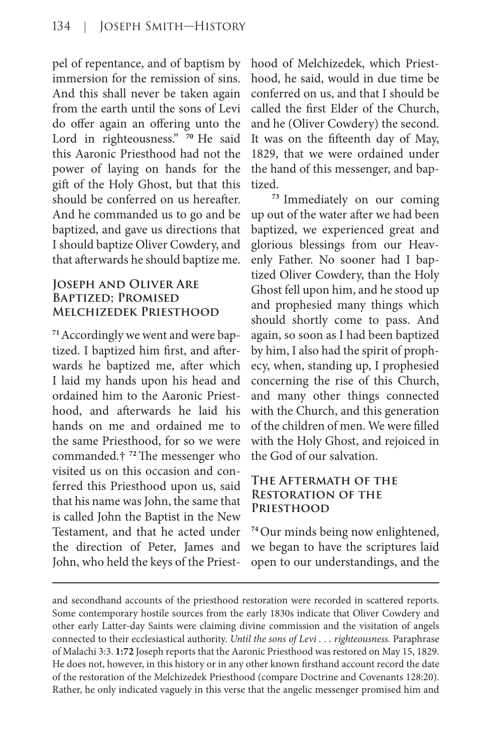pel of repentance, and of baptism by immersion for the remission of sins. And this shall never be taken again from the earth until the sons of Levi do offer again an offering unto the Lord in righteousness." [70] He said this Aaronic Priesthood had not the power of laying on hands for the gift of the Holy Ghost, but that this should be conferred on us hereafter. And he commanded us to go and be baptized, and gave us directions that I should baptize Oliver Cowdery, and that afterwards he should baptize me.

### Joseph and Oliver Are Baptized; Promised Melchizedek Priesthood

[71] Accordingly we went and were baptized. I baptized him first, and afterwards he baptized me, after which I laid my hands upon his head and ordained him to the Aaronic Priesthood, and afterwards he laid his hands on me and ordained me to the same Priesthood, for so we were commanded.† [72] The messenger who visited us on this occasion and conferred this Priesthood upon us, said that his name was John, the same that is called John the Baptist in the New Testament, and that he acted under the direction of Peter, James and John, who held the keys of the Priesthood of Melchizedek, which Priesthood, he said, would in due time be conferred on us, and that I should be called the first Elder of the Church, and he (Oliver Cowdery) the second. It was on the fifteenth day of May, 1829, that we were ordained under the hand of this messenger, and baptized.

[73] Immediately on our coming up out of the water after we had been baptized, we experienced great and glorious blessings from our Heavenly Father. No sooner had I baptized Oliver Cowdery, than the Holy Ghost fell upon him, and he stood up and prophesied many things which should shortly come to pass. And again, so soon as I had been baptized by him, I also had the spirit of prophecy, when, standing up, I prophesied concerning the rise of this Church, and many other things connected with the Church, and this generation of the children of men. We were filled with the Holy Ghost, and rejoiced in the God of our salvation.

### The Aftermath of the Restoration of the Priesthood

[74] Our minds being now enlightened, we began to have the scriptures laid open to our understandings, and the

---

and secondhand accounts of the priesthood restoration were recorded in scattered reports. Some contemporary hostile sources from the early 1830s indicate that Oliver Cowdery and other early Latter-day Saints were claiming divine commission and the visitation of angels connected to their ecclesiastical authority. *Until the sons of Levi . . . righteousness.* Paraphrase of Malachi 3:3. **1:72** Joseph reports that the Aaronic Priesthood was restored on May 15, 1829. He does not, however, in this history or in any other known firsthand account record the date of the restoration of the Melchizedek Priesthood (compare Doctrine and Covenants 128:20). Rather, he only indicated vaguely in this verse that the angelic messenger promised him and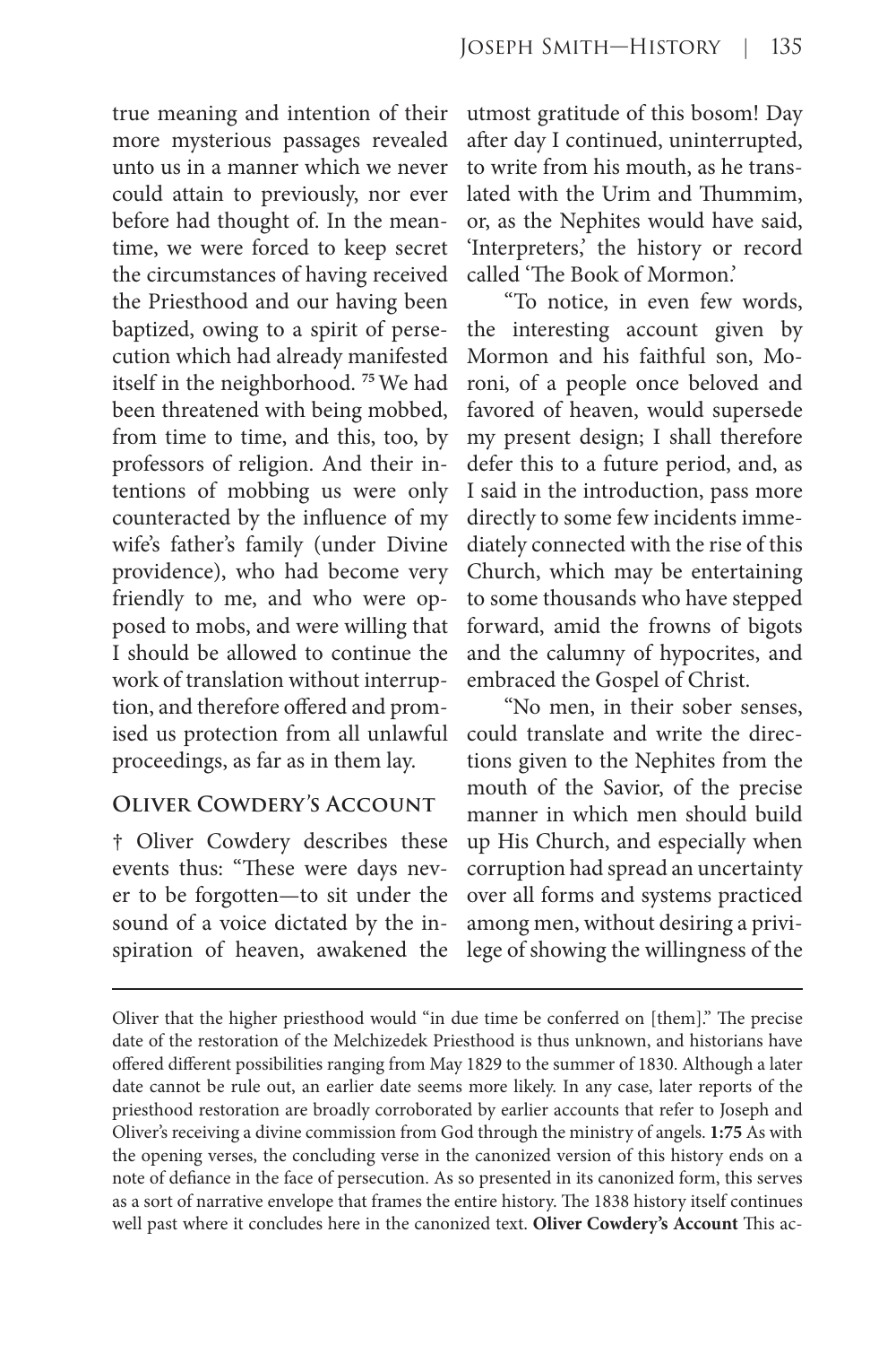true meaning and intention of their more mysterious passages revealed unto us in a manner which we never could attain to previously, nor ever before had thought of. In the meantime, we were forced to keep secret the circumstances of having received the Priesthood and our having been baptized, owing to a spirit of persecution which had already manifested itself in the neighborhood. [75] We had been threatened with being mobbed, from time to time, and this, too, by professors of religion. And their intentions of mobbing us were only counteracted by the influence of my wife's father's family (under Divine providence), who had become very friendly to me, and who were opposed to mobs, and were willing that I should be allowed to continue the work of translation without interruption, and therefore offered and promised us protection from all unlawful proceedings, as far as in them lay.

## Oliver Cowdery's Account

† Oliver Cowdery describes these events thus: "These were days never to be forgotten—to sit under the sound of a voice dictated by the inspiration of heaven, awakened the utmost gratitude of this bosom! Day after day I continued, uninterrupted, to write from his mouth, as he translated with the Urim and Thummim, or, as the Nephites would have said, 'Interpreters,' the history or record called 'The Book of Mormon.'

"To notice, in even few words, the interesting account given by Mormon and his faithful son, Moroni, of a people once beloved and favored of heaven, would supersede my present design; I shall therefore defer this to a future period, and, as I said in the introduction, pass more directly to some few incidents immediately connected with the rise of this Church, which may be entertaining to some thousands who have stepped forward, amid the frowns of bigots and the calumny of hypocrites, and embraced the Gospel of Christ.

"No men, in their sober senses, could translate and write the directions given to the Nephites from the mouth of the Savior, of the precise manner in which men should build up His Church, and especially when corruption had spread an uncertainty over all forms and systems practiced among men, without desiring a privilege of showing the willingness of the

---

Oliver that the higher priesthood would "in due time be conferred on [them]." The precise date of the restoration of the Melchizedek Priesthood is thus unknown, and historians have offered different possibilities ranging from May 1829 to the summer of 1830. Although a later date cannot be rule out, an earlier date seems more likely. In any case, later reports of the priesthood restoration are broadly corroborated by earlier accounts that refer to Joseph and Oliver's receiving a divine commission from God through the ministry of angels. **1:75** As with the opening verses, the concluding verse in the canonized version of this history ends on a note of defiance in the face of persecution. As so presented in its canonized form, this serves as a sort of narrative envelope that frames the entire history. The 1838 history itself continues well past where it concludes here in the canonized text. **Oliver Cowdery's Account** This ac-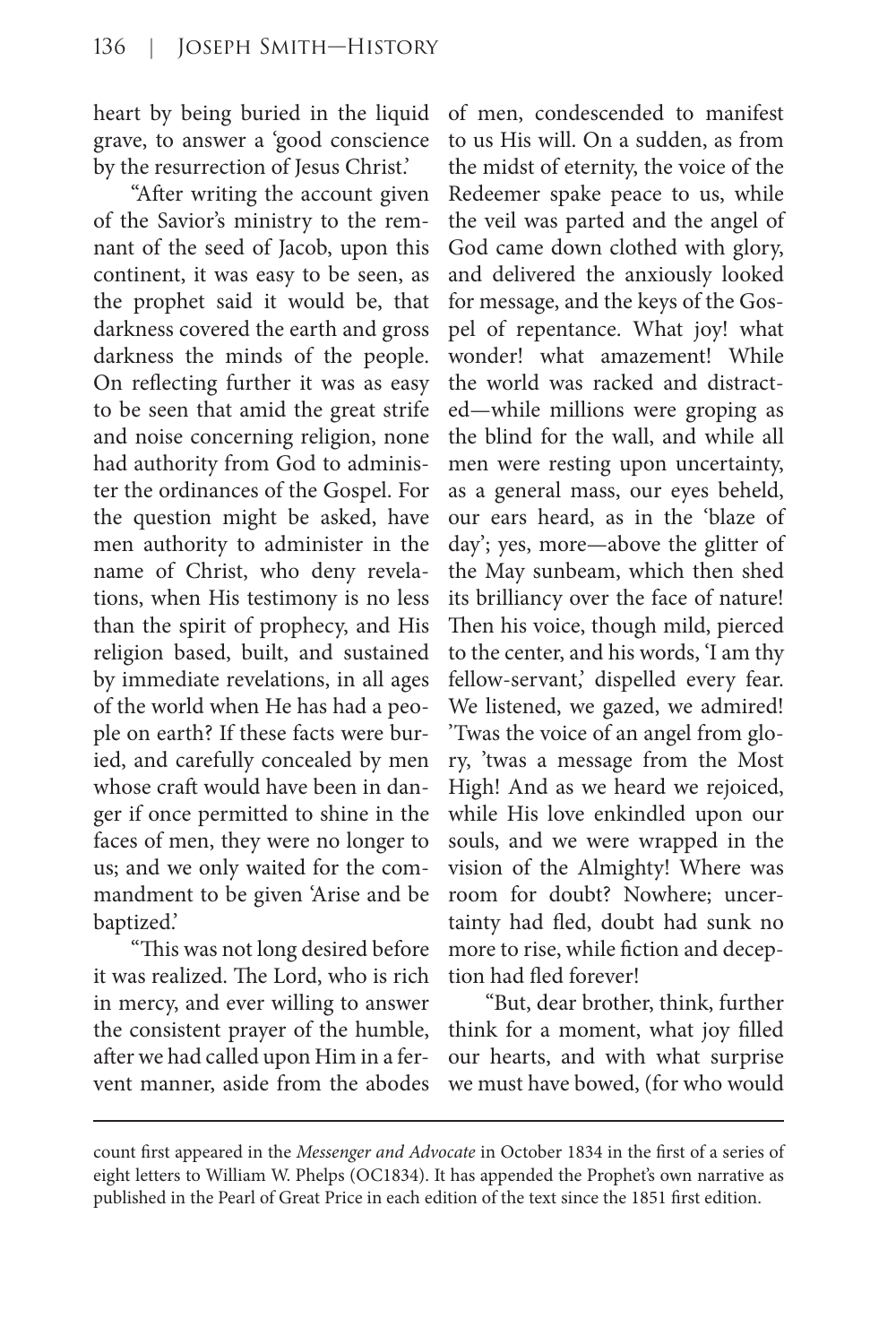heart by being buried in the liquid grave, to answer a 'good conscience by the resurrection of Jesus Christ.'

"After writing the account given of the Savior's ministry to the remnant of the seed of Jacob, upon this continent, it was easy to be seen, as the prophet said it would be, that darkness covered the earth and gross darkness the minds of the people. On reflecting further it was as easy to be seen that amid the great strife and noise concerning religion, none had authority from God to administer the ordinances of the Gospel. For the question might be asked, have men authority to administer in the name of Christ, who deny revelations, when His testimony is no less than the spirit of prophecy, and His religion based, built, and sustained by immediate revelations, in all ages of the world when He has had a people on earth? If these facts were buried, and carefully concealed by men whose craft would have been in danger if once permitted to shine in the faces of men, they were no longer to us; and we only waited for the commandment to be given 'Arise and be baptized.'

"This was not long desired before it was realized. The Lord, who is rich in mercy, and ever willing to answer the consistent prayer of the humble, after we had called upon Him in a fervent manner, aside from the abodes of men, condescended to manifest to us His will. On a sudden, as from the midst of eternity, the voice of the Redeemer spake peace to us, while the veil was parted and the angel of God came down clothed with glory, and delivered the anxiously looked for message, and the keys of the Gospel of repentance. What joy! what wonder! what amazement! While the world was racked and distracted—while millions were groping as the blind for the wall, and while all men were resting upon uncertainty, as a general mass, our eyes beheld, our ears heard, as in the 'blaze of day'; yes, more—above the glitter of the May sunbeam, which then shed its brilliancy over the face of nature! Then his voice, though mild, pierced to the center, and his words, 'I am thy fellow-servant,' dispelled every fear. We listened, we gazed, we admired! 'Twas the voice of an angel from glory, 'twas a message from the Most High! And as we heard we rejoiced, while His love enkindled upon our souls, and we were wrapped in the vision of the Almighty! Where was room for doubt? Nowhere; uncertainty had fled, doubt had sunk no more to rise, while fiction and deception had fled forever!

"But, dear brother, think, further think for a moment, what joy filled our hearts, and with what surprise we must have bowed, (for who would

---

count first appeared in the *Messenger and Advocate* in October 1834 in the first of a series of eight letters to William W. Phelps (OC1834). It has appended the Prophet's own narrative as published in the Pearl of Great Price in each edition of the text since the 1851 first edition.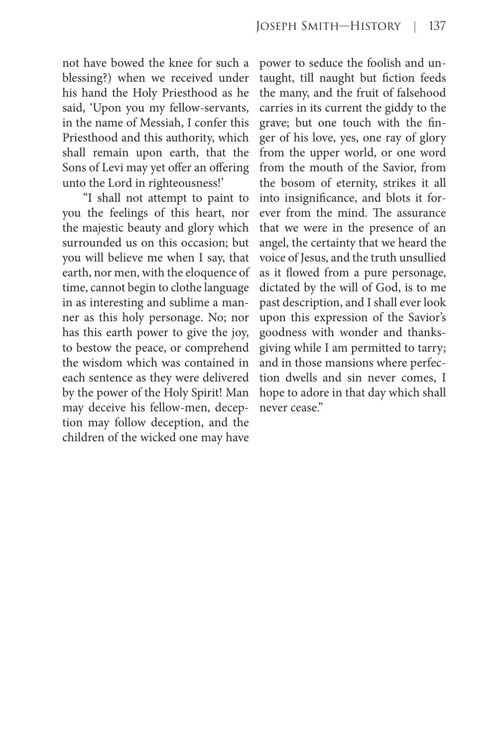not have bowed the knee for such a blessing?) when we received under his hand the Holy Priesthood as he said, 'Upon you my fellow-servants, in the name of Messiah, I confer this Priesthood and this authority, which shall remain upon earth, that the Sons of Levi may yet offer an offering unto the Lord in righteousness!'

"I shall not attempt to paint to you the feelings of this heart, nor the majestic beauty and glory which surrounded us on this occasion; but you will believe me when I say, that earth, nor men, with the eloquence of time, cannot begin to clothe language in as interesting and sublime a manner as this holy personage. No; nor has this earth power to give the joy, to bestow the peace, or comprehend the wisdom which was contained in each sentence as they were delivered by the power of the Holy Spirit! Man may deceive his fellow-men, deception may follow deception, and the children of the wicked one may have power to seduce the foolish and untaught, till naught but fiction feeds the many, and the fruit of falsehood carries in its current the giddy to the grave; but one touch with the finger of his love, yes, one ray of glory from the upper world, or one word from the mouth of the Savior, from the bosom of eternity, strikes it all into insignificance, and blots it forever from the mind. The assurance that we were in the presence of an angel, the certainty that we heard the voice of Jesus, and the truth unsullied as it flowed from a pure personage, dictated by the will of God, is to me past description, and I shall ever look upon this expression of the Savior's goodness with wonder and thanksgiving while I am permitted to tarry; and in those mansions where perfection dwells and sin never comes, I hope to adore in that day which shall never cease."